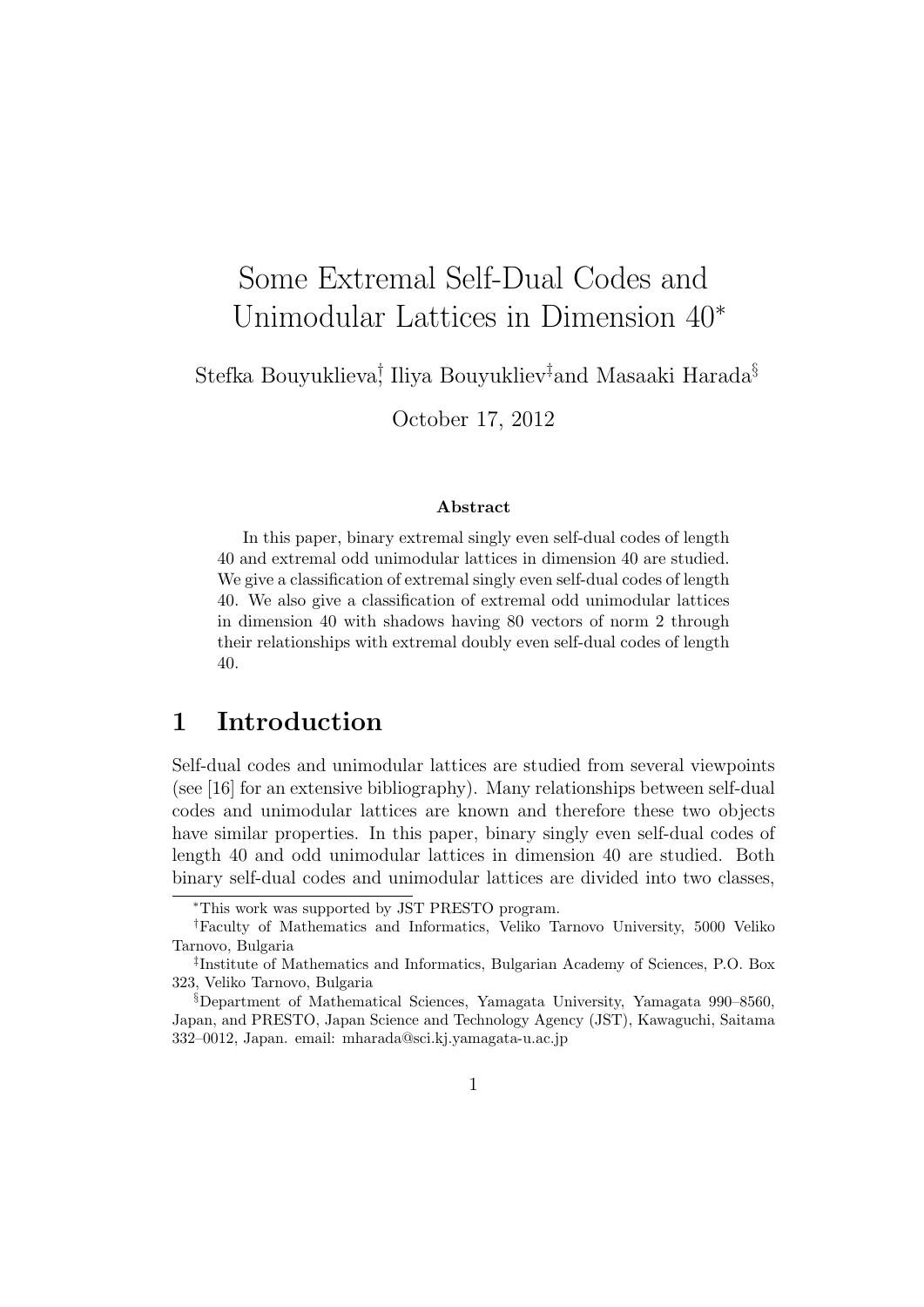# Some Extremal Self-Dual Codes and Unimodular Lattices in Dimension 40*

Stefka Bouyuklieva[†], Iliya Bouyukliev[‡] and Masaaki Harada[§]

October 17, 2012

**Abstract**

In this paper, binary extremal singly even self-dual codes of length 40 and extremal odd unimodular lattices in dimension 40 are studied. We give a classification of extremal singly even self-dual codes of length 40. We also give a classification of extremal odd unimodular lattices in dimension 40 with shadows having 80 vectors of norm 2 through their relationships with extremal doubly even self-dual codes of length 40.

## 1 Introduction

Self-dual codes and unimodular lattices are studied from several viewpoints (see [16] for an extensive bibliography). Many relationships between self-dual codes and unimodular lattices are known and therefore these two objects have similar properties. In this paper, binary singly even self-dual codes of length 40 and odd unimodular lattices in dimension 40 are studied. Both binary self-dual codes and unimodular lattices are divided into two classes,

---

*This work was supported by JST PRESTO program.

†Faculty of Mathematics and Informatics, Veliko Tarnovo University, 5000 Veliko Tarnovo, Bulgaria

‡Institute of Mathematics and Informatics, Bulgarian Academy of Sciences, P.O. Box 323, Veliko Tarnovo, Bulgaria

§Department of Mathematical Sciences, Yamagata University, Yamagata 990–8560, Japan, and PRESTO, Japan Science and Technology Agency (JST), Kawaguchi, Saitama 332–0012, Japan. email: mharada@sci.kj.yamagata-u.ac.jp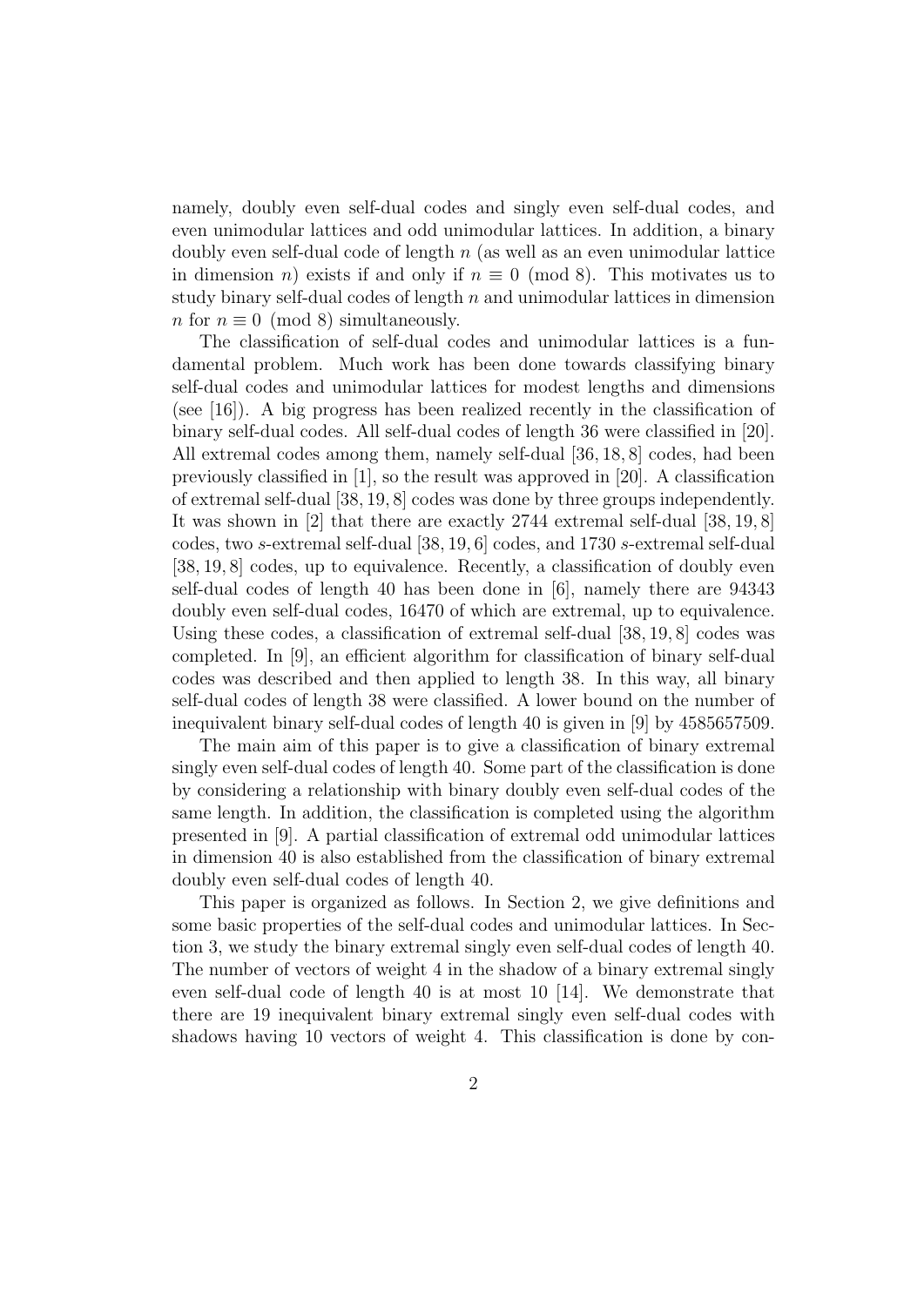namely, doubly even self-dual codes and singly even self-dual codes, and even unimodular lattices and odd unimodular lattices. In addition, a binary doubly even self-dual code of length $n$ (as well as an even unimodular lattice in dimension $n$) exists if and only if $n \equiv 0 \pmod 8$. This motivates us to study binary self-dual codes of length $n$ and unimodular lattices in dimension $n$ for $n \equiv 0 \pmod 8$ simultaneously.

The classification of self-dual codes and unimodular lattices is a fundamental problem. Much work has been done towards classifying binary self-dual codes and unimodular lattices for modest lengths and dimensions (see [16]). A big progress has been realized recently in the classification of binary self-dual codes. All self-dual codes of length 36 were classified in [20]. All extremal codes among them, namely self-dual $[36, 18, 8]$ codes, had been previously classified in [1], so the result was approved in [20]. A classification of extremal self-dual $[38, 19, 8]$ codes was done by three groups independently. It was shown in [2] that there are exactly 2744 extremal self-dual $[38, 19, 8]$ codes, two $s$-extremal self-dual $[38, 19, 6]$ codes, and 1730 $s$-extremal self-dual $[38, 19, 8]$ codes, up to equivalence. Recently, a classification of doubly even self-dual codes of length 40 has been done in [6], namely there are 94343 doubly even self-dual codes, 16470 of which are extremal, up to equivalence. Using these codes, a classification of extremal self-dual $[38, 19, 8]$ codes was completed. In [9], an efficient algorithm for classification of binary self-dual codes was described and then applied to length 38. In this way, all binary self-dual codes of length 38 were classified. A lower bound on the number of inequivalent binary self-dual codes of length 40 is given in [9] by 4585657509.

The main aim of this paper is to give a classification of binary extremal singly even self-dual codes of length 40. Some part of the classification is done by considering a relationship with binary doubly even self-dual codes of the same length. In addition, the classification is completed using the algorithm presented in [9]. A partial classification of extremal odd unimodular lattices in dimension 40 is also established from the classification of binary extremal doubly even self-dual codes of length 40.

This paper is organized as follows. In Section 2, we give definitions and some basic properties of the self-dual codes and unimodular lattices. In Section 3, we study the binary extremal singly even self-dual codes of length 40. The number of vectors of weight 4 in the shadow of a binary extremal singly even self-dual code of length 40 is at most 10 [14]. We demonstrate that there are 19 inequivalent binary extremal singly even self-dual codes with shadows having 10 vectors of weight 4. This classification is done by con-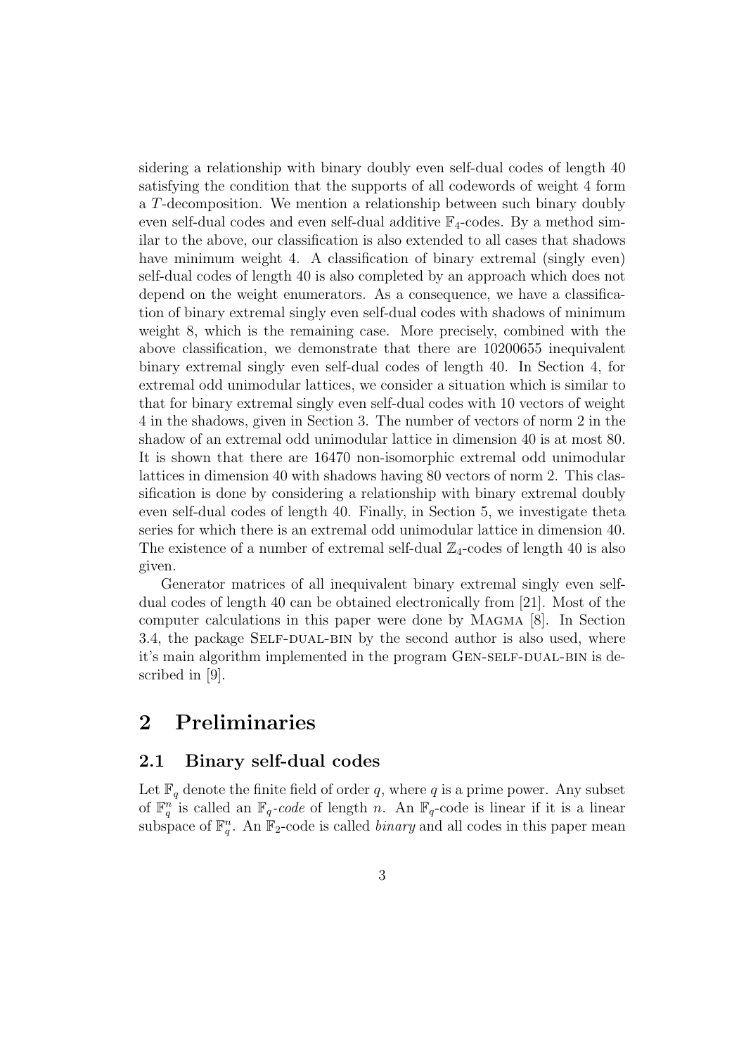sidering a relationship with binary doubly even self-dual codes of length 40 satisfying the condition that the supports of all codewords of weight 4 form a $T$-decomposition. We mention a relationship between such binary doubly even self-dual codes and even self-dual additive $\mathbb{F}_4$-codes. By a method similar to the above, our classification is also extended to all cases that shadows have minimum weight 4. A classification of binary extremal (singly even) self-dual codes of length 40 is also completed by an approach which does not depend on the weight enumerators. As a consequence, we have a classification of binary extremal singly even self-dual codes with shadows of minimum weight 8, which is the remaining case. More precisely, combined with the above classification, we demonstrate that there are 10200655 inequivalent binary extremal singly even self-dual codes of length 40. In Section 4, for extremal odd unimodular lattices, we consider a situation which is similar to that for binary extremal singly even self-dual codes with 10 vectors of weight 4 in the shadows, given in Section 3. The number of vectors of norm 2 in the shadow of an extremal odd unimodular lattice in dimension 40 is at most 80. It is shown that there are 16470 non-isomorphic extremal odd unimodular lattices in dimension 40 with shadows having 80 vectors of norm 2. This classification is done by considering a relationship with binary extremal doubly even self-dual codes of length 40. Finally, in Section 5, we investigate theta series for which there is an extremal odd unimodular lattice in dimension 40. The existence of a number of extremal self-dual $\mathbb{Z}_4$-codes of length 40 is also given.

Generator matrices of all inequivalent binary extremal singly even self-dual codes of length 40 can be obtained electronically from [21]. Most of the computer calculations in this paper were done by Magma [8]. In Section 3.4, the package Self-dual-bin by the second author is also used, where it's main algorithm implemented in the program Gen-self-dual-bin is described in [9].

## 2 Preliminaries

### 2.1 Binary self-dual codes

Let $\mathbb{F}_q$ denote the finite field of order $q$, where $q$ is a prime power. Any subset of $\mathbb{F}_q^n$ is called an $\mathbb{F}_q$-*code* of length $n$. An $\mathbb{F}_q$-code is linear if it is a linear subspace of $\mathbb{F}_q^n$. An $\mathbb{F}_2$-code is called *binary* and all codes in this paper mean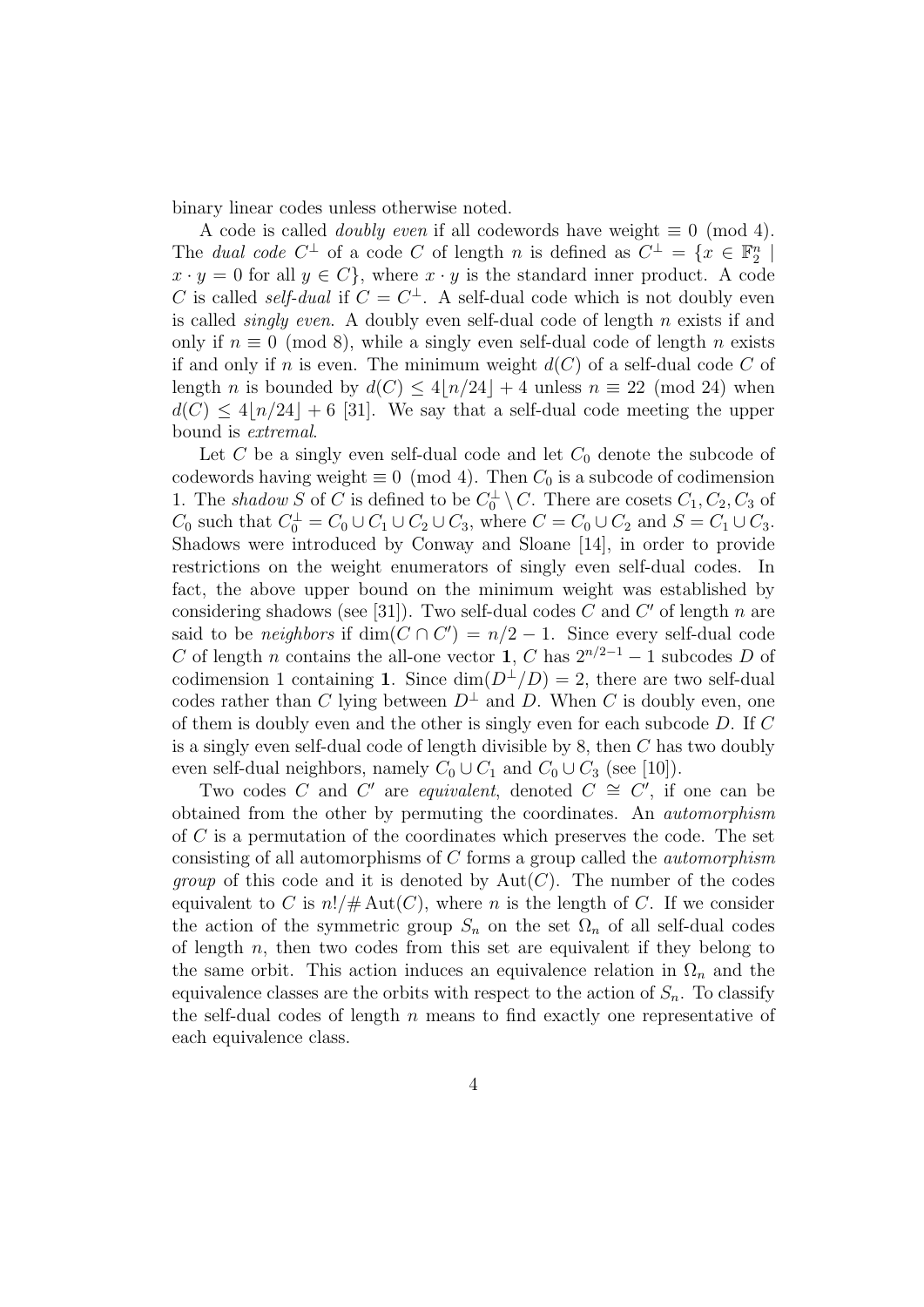binary linear codes unless otherwise noted.

A code is called *doubly even* if all codewords have weight $\equiv 0 \pmod 4$. The *dual code* $C^\perp$ of a code $C$ of length $n$ is defined as $C^\perp = \{x \in \mathbb{F}_2^n \mid x \cdot y = 0 \text{ for all } y \in C\}$, where $x \cdot y$ is the standard inner product. A code $C$ is called *self-dual* if $C = C^\perp$. A self-dual code which is not doubly even is called *singly even*. A doubly even self-dual code of length $n$ exists if and only if $n \equiv 0 \pmod 8$, while a singly even self-dual code of length $n$ exists if and only if $n$ is even. The minimum weight $d(C)$ of a self-dual code $C$ of length $n$ is bounded by $d(C) \leq 4\lfloor n/24 \rfloor + 4$ unless $n \equiv 22 \pmod{24}$ when $d(C) \leq 4\lfloor n/24 \rfloor + 6$ [31]. We say that a self-dual code meeting the upper bound is *extremal*.

Let $C$ be a singly even self-dual code and let $C_0$ denote the subcode of codewords having weight $\equiv 0 \pmod 4$. Then $C_0$ is a subcode of codimension 1. The *shadow* $S$ of $C$ is defined to be $C_0^\perp \setminus C$. There are cosets $C_1, C_2, C_3$ of $C_0$ such that $C_0^\perp = C_0 \cup C_1 \cup C_2 \cup C_3$, where $C = C_0 \cup C_2$ and $S = C_1 \cup C_3$. Shadows were introduced by Conway and Sloane [14], in order to provide restrictions on the weight enumerators of singly even self-dual codes. In fact, the above upper bound on the minimum weight was established by considering shadows (see [31]). Two self-dual codes $C$ and $C'$ of length $n$ are said to be *neighbors* if $\dim(C \cap C') = n/2 - 1$. Since every self-dual code $C$ of length $n$ contains the all-one vector $\mathbf{1}$, $C$ has $2^{n/2-1} - 1$ subcodes $D$ of codimension 1 containing $\mathbf{1}$. Since $\dim(D^\perp/D) = 2$, there are two self-dual codes rather than $C$ lying between $D^\perp$ and $D$. When $C$ is doubly even, one of them is doubly even and the other is singly even for each subcode $D$. If $C$ is a singly even self-dual code of length divisible by 8, then $C$ has two doubly even self-dual neighbors, namely $C_0 \cup C_1$ and $C_0 \cup C_3$ (see [10]).

Two codes $C$ and $C'$ are *equivalent*, denoted $C \cong C'$, if one can be obtained from the other by permuting the coordinates. An *automorphism* of $C$ is a permutation of the coordinates which preserves the code. The set consisting of all automorphisms of $C$ forms a group called the *automorphism group* of this code and it is denoted by $\mathrm{Aut}(C)$. The number of the codes equivalent to $C$ is $n!/\#\mathrm{Aut}(C)$, where $n$ is the length of $C$. If we consider the action of the symmetric group $S_n$ on the set $\Omega_n$ of all self-dual codes of length $n$, then two codes from this set are equivalent if they belong to the same orbit. This action induces an equivalence relation in $\Omega_n$ and the equivalence classes are the orbits with respect to the action of $S_n$. To classify the self-dual codes of length $n$ means to find exactly one representative of each equivalence class.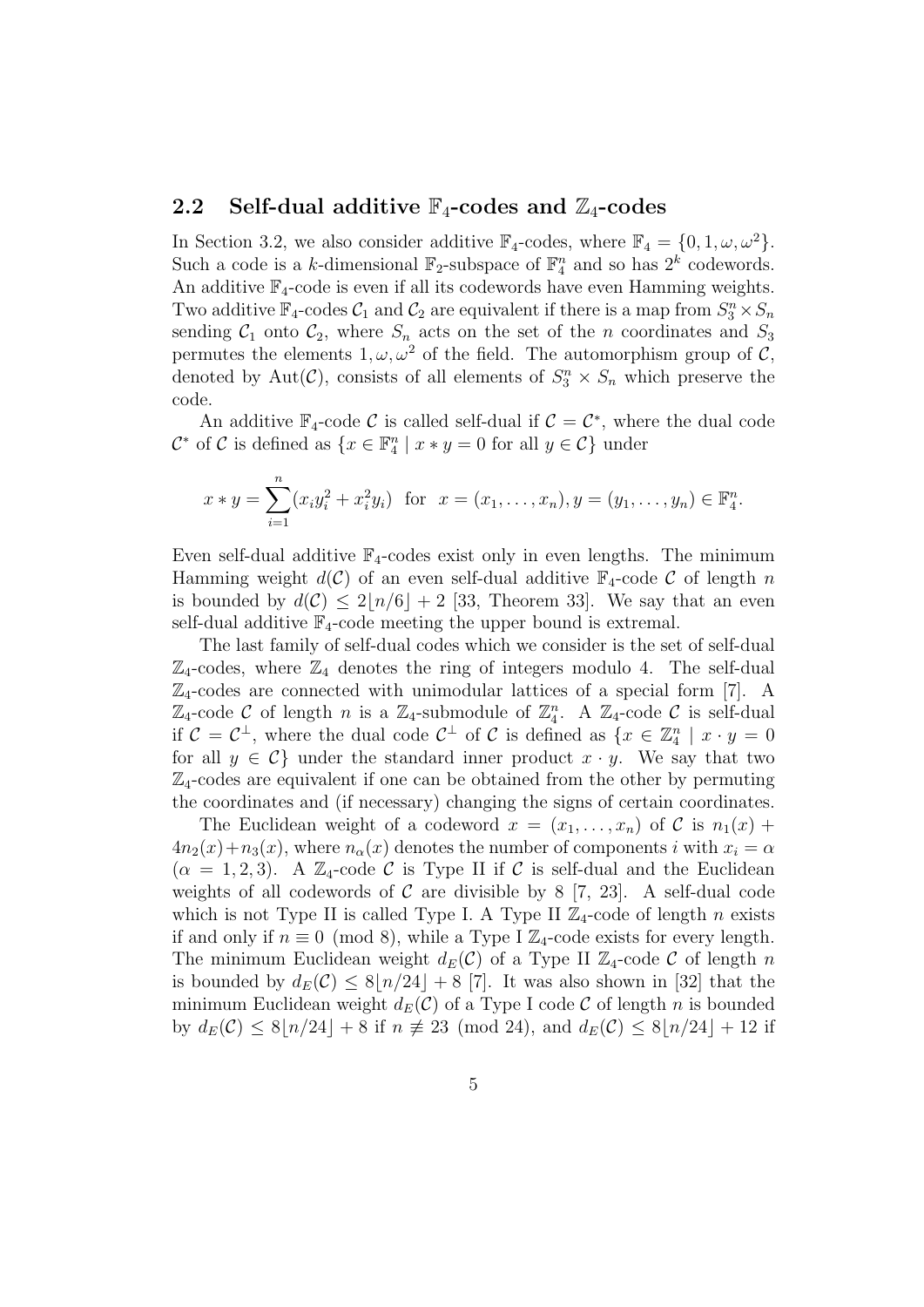### 2.2 Self-dual additive $\mathbb{F}_4$-codes and $\mathbb{Z}_4$-codes

In Section 3.2, we also consider additive $\mathbb{F}_4$-codes, where $\mathbb{F}_4 = \{0, 1, \omega, \omega^2\}$. Such a code is a $k$-dimensional $\mathbb{F}_2$-subspace of $\mathbb{F}_4^n$ and so has $2^k$ codewords. An additive $\mathbb{F}_4$-code is even if all its codewords have even Hamming weights. Two additive $\mathbb{F}_4$-codes $\mathcal{C}_1$ and $\mathcal{C}_2$ are equivalent if there is a map from $S_3^n \times S_n$ sending $\mathcal{C}_1$ onto $\mathcal{C}_2$, where $S_n$ acts on the set of the $n$ coordinates and $S_3$ permutes the elements $1, \omega, \omega^2$ of the field. The automorphism group of $\mathcal{C}$, denoted by $\mathrm{Aut}(\mathcal{C})$, consists of all elements of $S_3^n \times S_n$ which preserve the code.

An additive $\mathbb{F}_4$-code $\mathcal{C}$ is called self-dual if $\mathcal{C} = \mathcal{C}^*$, where the dual code $\mathcal{C}^*$ of $\mathcal{C}$ is defined as $\{x \in \mathbb{F}_4^n \mid x * y = 0 \text{ for all } y \in \mathcal{C}\}$ under

$$x * y = \sum_{i=1}^{n} (x_i y_i^2 + x_i^2 y_i) \text{ for } x = (x_1, \ldots, x_n), y = (y_1, \ldots, y_n) \in \mathbb{F}_4^n.$$

Even self-dual additive $\mathbb{F}_4$-codes exist only in even lengths. The minimum Hamming weight $d(\mathcal{C})$ of an even self-dual additive $\mathbb{F}_4$-code $\mathcal{C}$ of length $n$ is bounded by $d(\mathcal{C}) \le 2\lfloor n/6 \rfloor + 2$ [33, Theorem 33]. We say that an even self-dual additive $\mathbb{F}_4$-code meeting the upper bound is extremal.

The last family of self-dual codes which we consider is the set of self-dual $\mathbb{Z}_4$-codes, where $\mathbb{Z}_4$ denotes the ring of integers modulo 4. The self-dual $\mathbb{Z}_4$-codes are connected with unimodular lattices of a special form [7]. A $\mathbb{Z}_4$-code $\mathcal{C}$ of length $n$ is a $\mathbb{Z}_4$-submodule of $\mathbb{Z}_4^n$. A $\mathbb{Z}_4$-code $\mathcal{C}$ is self-dual if $\mathcal{C} = \mathcal{C}^\perp$, where the dual code $\mathcal{C}^\perp$ of $\mathcal{C}$ is defined as $\{x \in \mathbb{Z}_4^n \mid x \cdot y = 0$ for all $y \in \mathcal{C}\}$ under the standard inner product $x \cdot y$. We say that two $\mathbb{Z}_4$-codes are equivalent if one can be obtained from the other by permuting the coordinates and (if necessary) changing the signs of certain coordinates.

The Euclidean weight of a codeword $x = (x_1, \ldots, x_n)$ of $\mathcal{C}$ is $n_1(x) + 4n_2(x) + n_3(x)$, where $n_\alpha(x)$ denotes the number of components $i$ with $x_i = \alpha$ ($\alpha = 1, 2, 3$). A $\mathbb{Z}_4$-code $\mathcal{C}$ is Type II if $\mathcal{C}$ is self-dual and the Euclidean weights of all codewords of $\mathcal{C}$ are divisible by 8 [7, 23]. A self-dual code which is not Type II is called Type I. A Type II $\mathbb{Z}_4$-code of length $n$ exists if and only if $n \equiv 0 \pmod 8$, while a Type I $\mathbb{Z}_4$-code exists for every length. The minimum Euclidean weight $d_E(\mathcal{C})$ of a Type II $\mathbb{Z}_4$-code $\mathcal{C}$ of length $n$ is bounded by $d_E(\mathcal{C}) \le 8\lfloor n/24 \rfloor + 8$ [7]. It was also shown in [32] that the minimum Euclidean weight $d_E(\mathcal{C})$ of a Type I code $\mathcal{C}$ of length $n$ is bounded by $d_E(\mathcal{C}) \le 8\lfloor n/24 \rfloor + 8$ if $n \not\equiv 23 \pmod{24}$, and $d_E(\mathcal{C}) \le 8\lfloor n/24 \rfloor + 12$ if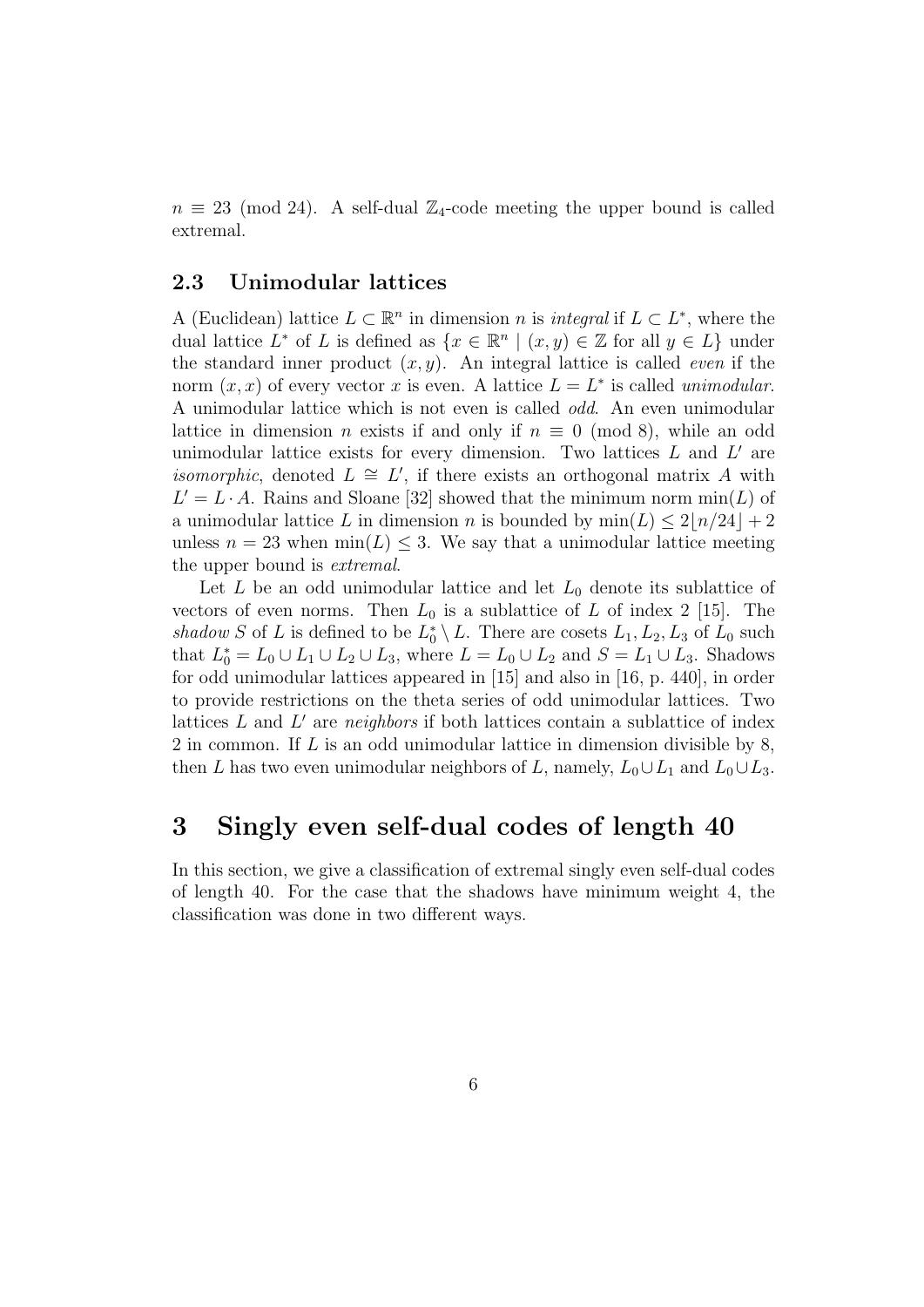$n \equiv 23 \pmod{24}$. A self-dual $\mathbb{Z}_4$-code meeting the upper bound is called extremal.

### 2.3 Unimodular lattices

A (Euclidean) lattice $L \subset \mathbb{R}^n$ in dimension $n$ is *integral* if $L \subset L^*$, where the dual lattice $L^*$ of $L$ is defined as $\{x \in \mathbb{R}^n \mid (x, y) \in \mathbb{Z} \text{ for all } y \in L\}$ under the standard inner product $(x, y)$. An integral lattice is called *even* if the norm $(x, x)$ of every vector $x$ is even. A lattice $L = L^*$ is called *unimodular*. A unimodular lattice which is not even is called *odd*. An even unimodular lattice in dimension $n$ exists if and only if $n \equiv 0 \pmod 8$, while an odd unimodular lattice exists for every dimension. Two lattices $L$ and $L'$ are *isomorphic*, denoted $L \cong L'$, if there exists an orthogonal matrix $A$ with $L' = L \cdot A$. Rains and Sloane [32] showed that the minimum norm $\min(L)$ of a unimodular lattice $L$ in dimension $n$ is bounded by $\min(L) \leq 2\lfloor n/24 \rfloor + 2$ unless $n = 23$ when $\min(L) \leq 3$. We say that a unimodular lattice meeting the upper bound is *extremal*.

Let $L$ be an odd unimodular lattice and let $L_0$ denote its sublattice of vectors of even norms. Then $L_0$ is a sublattice of $L$ of index 2 [15]. The *shadow* $S$ of $L$ is defined to be $L_0^* \setminus L$. There are cosets $L_1, L_2, L_3$ of $L_0$ such that $L_0^* = L_0 \cup L_1 \cup L_2 \cup L_3$, where $L = L_0 \cup L_2$ and $S = L_1 \cup L_3$. Shadows for odd unimodular lattices appeared in [15] and also in [16, p. 440], in order to provide restrictions on the theta series of odd unimodular lattices. Two lattices $L$ and $L'$ are *neighbors* if both lattices contain a sublattice of index 2 in common. If $L$ is an odd unimodular lattice in dimension divisible by 8, then $L$ has two even unimodular neighbors of $L$, namely, $L_0 \cup L_1$ and $L_0 \cup L_3$.

## 3 Singly even self-dual codes of length 40

In this section, we give a classification of extremal singly even self-dual codes of length 40. For the case that the shadows have minimum weight 4, the classification was done in two different ways.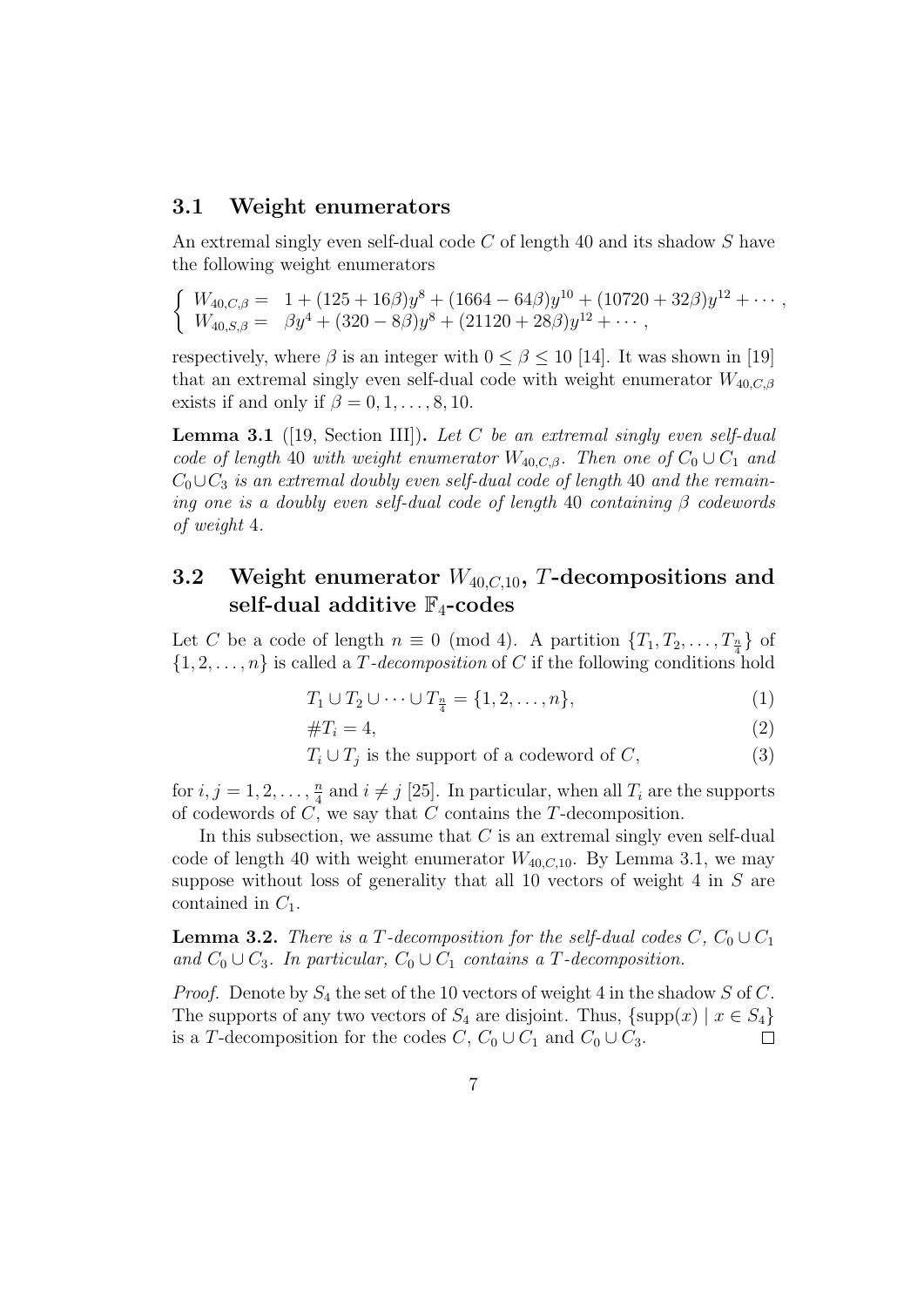### 3.1 Weight enumerators

An extremal singly even self-dual code $C$ of length 40 and its shadow $S$ have the following weight enumerators

$$\begin{cases} W_{40,C,\beta} = & 1 + (125 + 16\beta)y^8 + (1664 - 64\beta)y^{10} + (10720 + 32\beta)y^{12} + \cdots, \\ W_{40,S,\beta} = & \beta y^4 + (320 - 8\beta)y^8 + (21120 + 28\beta)y^{12} + \cdots, \end{cases}$$

respectively, where $\beta$ is an integer with $0 \le \beta \le 10$ [14]. It was shown in [19] that an extremal singly even self-dual code with weight enumerator $W_{40,C,\beta}$ exists if and only if $\beta = 0, 1, \dots, 8, 10$.

**Lemma 3.1** ([19, Section III]). *Let $C$ be an extremal singly even self-dual code of length 40 with weight enumerator $W_{40,C,\beta}$. Then one of $C_0 \cup C_1$ and $C_0 \cup C_3$ is an extremal doubly even self-dual code of length 40 and the remaining one is a doubly even self-dual code of length 40 containing $\beta$ codewords of weight 4.*

### 3.2 Weight enumerator $W_{40,C,10}$, $T$-decompositions and self-dual additive $\mathbb{F}_4$-codes

Let $C$ be a code of length $n \equiv 0 \pmod 4$. A partition $\{T_1, T_2, \dots, T_{\frac{n}{4}}\}$ of $\{1, 2, \dots, n\}$ is called a *$T$-decomposition* of $C$ if the following conditions hold

$$T_1 \cup T_2 \cup \cdots \cup T_{\frac{n}{4}} = \{1, 2, \dots, n\}, \tag{1}$$

$$\# T_i = 4, \tag{2}$$

$$T_i \cup T_j \text{ is the support of a codeword of } C, \tag{3}$$

for $i, j = 1, 2, \dots, \frac{n}{4}$ and $i \neq j$ [25]. In particular, when all $T_i$ are the supports of codewords of $C$, we say that $C$ contains the $T$-decomposition.

In this subsection, we assume that $C$ is an extremal singly even self-dual code of length 40 with weight enumerator $W_{40,C,10}$. By Lemma 3.1, we may suppose without loss of generality that all 10 vectors of weight 4 in $S$ are contained in $C_1$.

**Lemma 3.2.** *There is a $T$-decomposition for the self-dual codes $C$, $C_0 \cup C_1$ and $C_0 \cup C_3$. In particular, $C_0 \cup C_1$ contains a $T$-decomposition.*

*Proof.* Denote by $S_4$ the set of the 10 vectors of weight 4 in the shadow $S$ of $C$. The supports of any two vectors of $S_4$ are disjoint. Thus, $\{\text{supp}(x) \mid x \in S_4\}$ is a $T$-decomposition for the codes $C$, $C_0 \cup C_1$ and $C_0 \cup C_3$. $\square$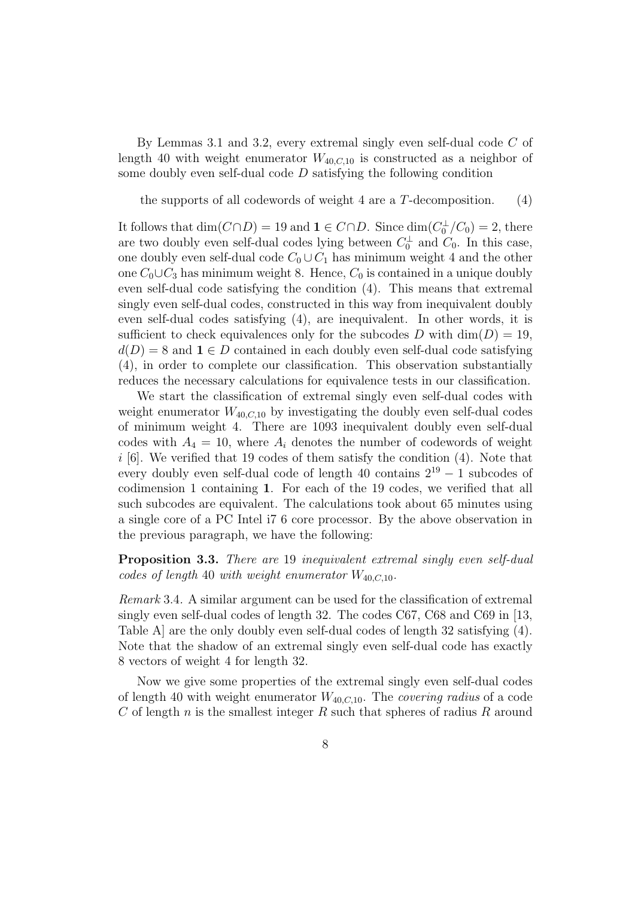By Lemmas 3.1 and 3.2, every extremal singly even self-dual code $C$ of length 40 with weight enumerator $W_{40,C,10}$ is constructed as a neighbor of some doubly even self-dual code $D$ satisfying the following condition

$$\text{the supports of all codewords of weight 4 are a } T\text{-decomposition.} \qquad (4)$$

It follows that $\dim(C \cap D) = 19$ and $\mathbf{1} \in C \cap D$. Since $\dim(C_0^\perp / C_0) = 2$, there are two doubly even self-dual codes lying between $C_0^\perp$ and $C_0$. In this case, one doubly even self-dual code $C_0 \cup C_1$ has minimum weight 4 and the other one $C_0 \cup C_3$ has minimum weight 8. Hence, $C_0$ is contained in a unique doubly even self-dual code satisfying the condition (4). This means that extremal singly even self-dual codes, constructed in this way from inequivalent doubly even self-dual codes satisfying (4), are inequivalent. In other words, it is sufficient to check equivalences only for the subcodes $D$ with $\dim(D) = 19$, $d(D) = 8$ and $\mathbf{1} \in D$ contained in each doubly even self-dual code satisfying (4), in order to complete our classification. This observation substantially reduces the necessary calculations for equivalence tests in our classification.

We start the classification of extremal singly even self-dual codes with weight enumerator $W_{40,C,10}$ by investigating the doubly even self-dual codes of minimum weight 4. There are 1093 inequivalent doubly even self-dual codes with $A_4 = 10$, where $A_i$ denotes the number of codewords of weight $i$ [6]. We verified that 19 codes of them satisfy the condition (4). Note that every doubly even self-dual code of length 40 contains $2^{19} - 1$ subcodes of codimension 1 containing $\mathbf{1}$. For each of the 19 codes, we verified that all such subcodes are equivalent. The calculations took about 65 minutes using a single core of a PC Intel i7 6 core processor. By the above observation in the previous paragraph, we have the following:

**Proposition 3.3.** *There are* 19 *inequivalent extremal singly even self-dual codes of length* 40 *with weight enumerator* $W_{40,C,10}$.

*Remark* 3.4. A similar argument can be used for the classification of extremal singly even self-dual codes of length 32. The codes C67, C68 and C69 in [13, Table A] are the only doubly even self-dual codes of length 32 satisfying (4). Note that the shadow of an extremal singly even self-dual code has exactly 8 vectors of weight 4 for length 32.

Now we give some properties of the extremal singly even self-dual codes of length 40 with weight enumerator $W_{40,C,10}$. The *covering radius* of a code $C$ of length $n$ is the smallest integer $R$ such that spheres of radius $R$ around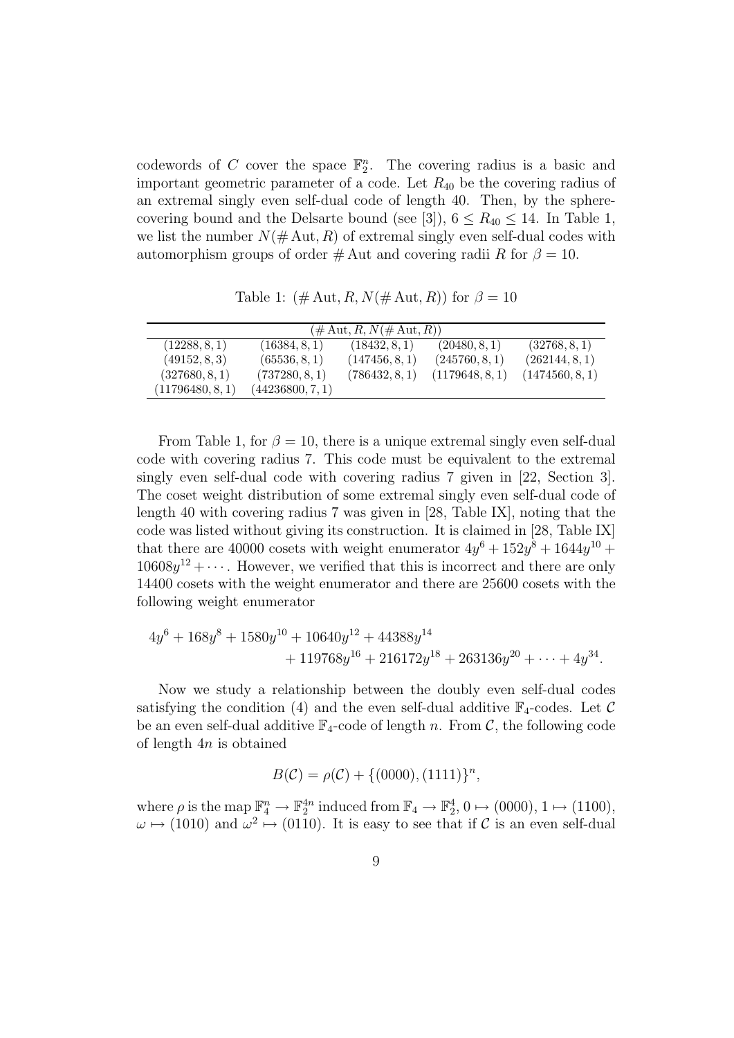codewords of $C$ cover the space $\mathbb{F}_2^n$. The covering radius is a basic and important geometric parameter of a code. Let $R_{40}$ be the covering radius of an extremal singly even self-dual code of length 40. Then, by the sphere-covering bound and the Delsarte bound (see [3]), $6 \le R_{40} \le 14$. In Table 1, we list the number $N(\#\operatorname{Aut}, R)$ of extremal singly even self-dual codes with automorphism groups of order $\#\operatorname{Aut}$ and covering radii $R$ for $\beta = 10$.

Table 1: $(\#\operatorname{Aut}, R, N(\#\operatorname{Aut}, R))$ for $\beta = 10$

| $(\#\operatorname{Aut}, R, N(\#\operatorname{Aut}, R))$ | | | | |
|---|---|---|---|---|
| $(12288, 8, 1)$ | $(16384, 8, 1)$ | $(18432, 8, 1)$ | $(20480, 8, 1)$ | $(32768, 8, 1)$ |
| $(49152, 8, 3)$ | $(65536, 8, 1)$ | $(147456, 8, 1)$ | $(245760, 8, 1)$ | $(262144, 8, 1)$ |
| $(327680, 8, 1)$ | $(737280, 8, 1)$ | $(786432, 8, 1)$ | $(1179648, 8, 1)$ | $(1474560, 8, 1)$ |
| $(11796480, 8, 1)$ | $(44236800, 7, 1)$ | | | |

From Table 1, for $\beta = 10$, there is a unique extremal singly even self-dual code with covering radius 7. This code must be equivalent to the extremal singly even self-dual code with covering radius 7 given in [22, Section 3]. The coset weight distribution of some extremal singly even self-dual code of length 40 with covering radius 7 was given in [28, Table IX], noting that the code was listed without giving its construction. It is claimed in [28, Table IX] that there are 40000 cosets with weight enumerator $4y^6 + 152y^8 + 1644y^{10} + 10608y^{12} + \cdots$. However, we verified that this is incorrect and there are only 14400 cosets with the weight enumerator and there are 25600 cosets with the following weight enumerator

$$4y^6 + 168y^8 + 1580y^{10} + 10640y^{12} + 44388y^{14} + 119768y^{16} + 216172y^{18} + 263136y^{20} + \cdots + 4y^{34}.$$

Now we study a relationship between the doubly even self-dual codes satisfying the condition (4) and the even self-dual additive $\mathbb{F}_4$-codes. Let $\mathcal{C}$ be an even self-dual additive $\mathbb{F}_4$-code of length $n$. From $\mathcal{C}$, the following code of length $4n$ is obtained

$$B(\mathcal{C}) = \rho(\mathcal{C}) + \{(0000), (1111)\}^n,$$

where $\rho$ is the map $\mathbb{F}_4^n \to \mathbb{F}_2^{4n}$ induced from $\mathbb{F}_4 \to \mathbb{F}_2^4$, $0 \mapsto (0000)$, $1 \mapsto (1100)$, $\omega \mapsto (1010)$ and $\omega^2 \mapsto (0110)$. It is easy to see that if $\mathcal{C}$ is an even self-dual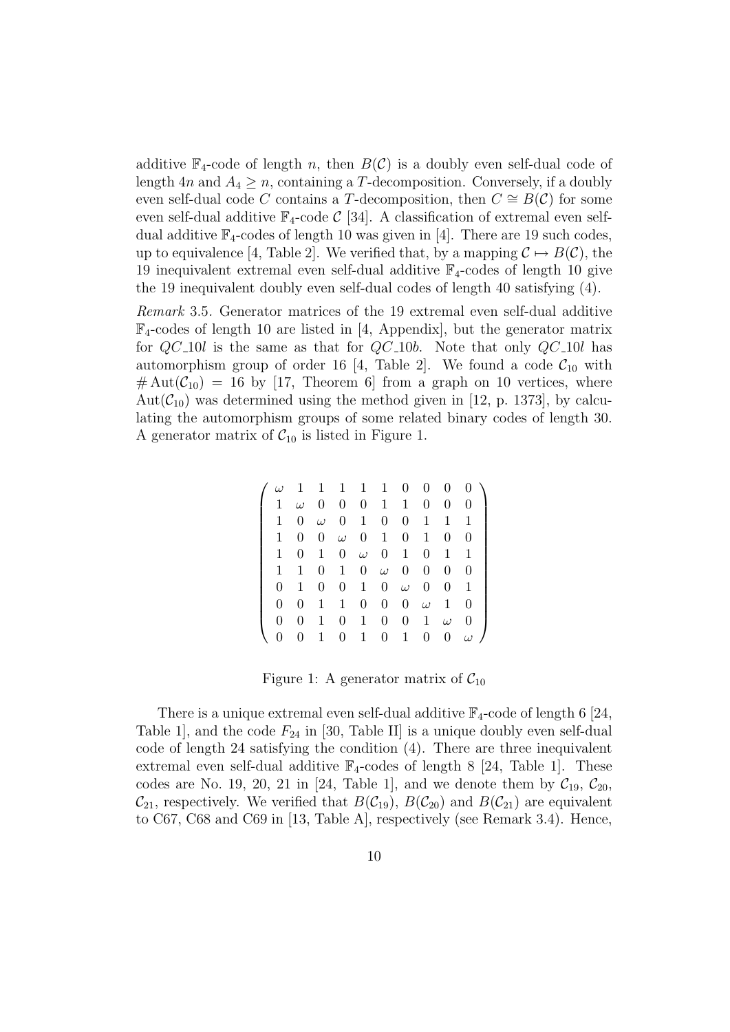additive $\mathbb{F}_4$-code of length $n$, then $B(\mathcal{C})$ is a doubly even self-dual code of length $4n$ and $A_4 \geq n$, containing a $T$-decomposition. Conversely, if a doubly even self-dual code $C$ contains a $T$-decomposition, then $C \cong B(\mathcal{C})$ for some even self-dual additive $\mathbb{F}_4$-code $\mathcal{C}$ [34]. A classification of extremal even self-dual additive $\mathbb{F}_4$-codes of length 10 was given in [4]. There are 19 such codes, up to equivalence [4, Table 2]. We verified that, by a mapping $\mathcal{C} \mapsto B(\mathcal{C})$, the 19 inequivalent extremal even self-dual additive $\mathbb{F}_4$-codes of length 10 give the 19 inequivalent doubly even self-dual codes of length 40 satisfying (4).

*Remark* 3.5. Generator matrices of the 19 extremal even self-dual additive $\mathbb{F}_4$-codes of length 10 are listed in [4, Appendix], but the generator matrix for $QC\_10l$ is the same as that for $QC\_10b$. Note that only $QC\_10l$ has automorphism group of order 16 [4, Table 2]. We found a code $\mathcal{C}_{10}$ with $\#\operatorname{Aut}(\mathcal{C}_{10}) = 16$ by [17, Theorem 6] from a graph on 10 vertices, where $\operatorname{Aut}(\mathcal{C}_{10})$ was determined using the method given in [12, p. 1373], by calculating the automorphism groups of some related binary codes of length 30. A generator matrix of $\mathcal{C}_{10}$ is listed in Figure 1.

$$\begin{pmatrix}
\omega & 1 & 1 & 1 & 1 & 1 & 0 & 0 & 0 & 0 \\
1 & \omega & 0 & 0 & 0 & 1 & 1 & 0 & 0 & 0 \\
1 & 0 & \omega & 0 & 1 & 0 & 0 & 1 & 1 & 1 \\
1 & 0 & 0 & \omega & 0 & 1 & 0 & 1 & 0 & 0 \\
1 & 0 & 1 & 0 & \omega & 0 & 1 & 0 & 1 & 1 \\
1 & 1 & 0 & 1 & 0 & \omega & 0 & 0 & 0 & 0 \\
0 & 1 & 0 & 0 & 1 & 0 & \omega & 0 & 0 & 1 \\
0 & 0 & 1 & 1 & 0 & 0 & 0 & \omega & 1 & 0 \\
0 & 0 & 1 & 0 & 1 & 0 & 0 & 1 & \omega & 0 \\
0 & 0 & 1 & 0 & 1 & 0 & 1 & 0 & 0 & \omega
\end{pmatrix}$$

Figure 1: A generator matrix of $\mathcal{C}_{10}$

There is a unique extremal even self-dual additive $\mathbb{F}_4$-code of length 6 [24, Table 1], and the code $F_{24}$ in [30, Table II] is a unique doubly even self-dual code of length 24 satisfying the condition (4). There are three inequivalent extremal even self-dual additive $\mathbb{F}_4$-codes of length 8 [24, Table 1]. These codes are No. 19, 20, 21 in [24, Table 1], and we denote them by $\mathcal{C}_{19}$, $\mathcal{C}_{20}$, $\mathcal{C}_{21}$, respectively. We verified that $B(\mathcal{C}_{19})$, $B(\mathcal{C}_{20})$ and $B(\mathcal{C}_{21})$ are equivalent to C67, C68 and C69 in [13, Table A], respectively (see Remark 3.4). Hence,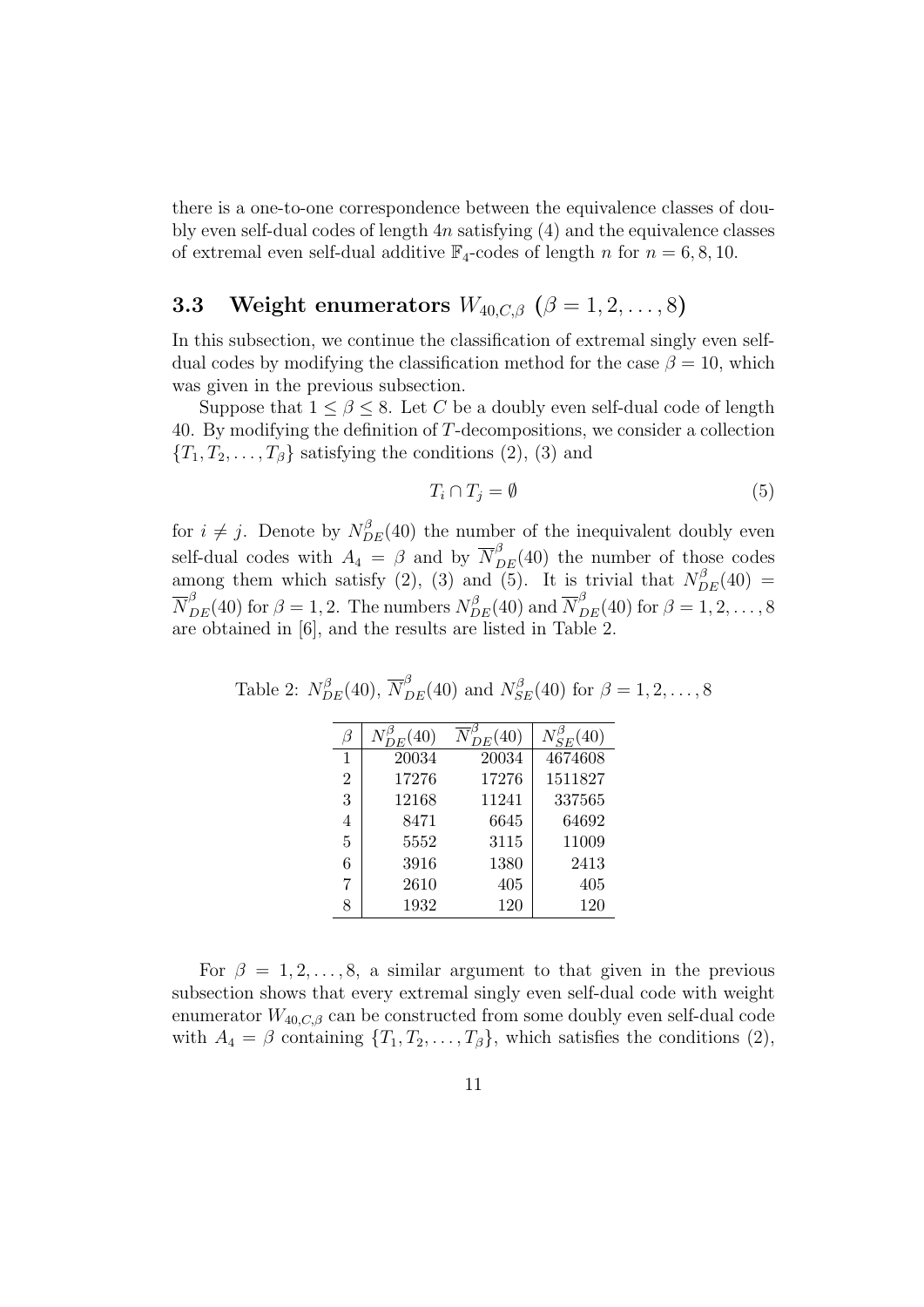there is a one-to-one correspondence between the equivalence classes of doubly even self-dual codes of length $4n$ satisfying (4) and the equivalence classes of extremal even self-dual additive $\mathbb{F}_4$-codes of length $n$ for $n = 6, 8, 10$.

### 3.3 Weight enumerators $W_{40,C,\beta}$ $(\beta = 1, 2, \dots, 8)$

In this subsection, we continue the classification of extremal singly even self-dual codes by modifying the classification method for the case $\beta = 10$, which was given in the previous subsection.

Suppose that $1 \le \beta \le 8$. Let $C$ be a doubly even self-dual code of length 40. By modifying the definition of $T$-decompositions, we consider a collection $\{T_1, T_2, \dots, T_\beta\}$ satisfying the conditions (2), (3) and

$$T_i \cap T_j = \emptyset \tag{5}$$

for $i \ne j$. Denote by $N^\beta_{DE}(40)$ the number of the inequivalent doubly even self-dual codes with $A_4 = \beta$ and by $\overline{N}^\beta_{DE}(40)$ the number of those codes among them which satisfy (2), (3) and (5). It is trivial that $N^\beta_{DE}(40) = \overline{N}^\beta_{DE}(40)$ for $\beta = 1, 2$. The numbers $N^\beta_{DE}(40)$ and $\overline{N}^\beta_{DE}(40)$ for $\beta = 1, 2, \dots, 8$ are obtained in [6], and the results are listed in Table 2.

Table 2: $N^\beta_{DE}(40)$, $\overline{N}^\beta_{DE}(40)$ and $N^\beta_{SE}(40)$ for $\beta = 1, 2, \dots, 8$

| $\beta$ | $N^\beta_{DE}(40)$ | $\overline{N}^\beta_{DE}(40)$ | $N^\beta_{SE}(40)$ |
|---|---|---|---|
| 1 | 20034 | 20034 | 4674608 |
| 2 | 17276 | 17276 | 1511827 |
| 3 | 12168 | 11241 | 337565 |
| 4 | 8471 | 6645 | 64692 |
| 5 | 5552 | 3115 | 11009 |
| 6 | 3916 | 1380 | 2413 |
| 7 | 2610 | 405 | 405 |
| 8 | 1932 | 120 | 120 |

For $\beta = 1, 2, \dots, 8$, a similar argument to that given in the previous subsection shows that every extremal singly even self-dual code with weight enumerator $W_{40,C,\beta}$ can be constructed from some doubly even self-dual code with $A_4 = \beta$ containing $\{T_1, T_2, \dots, T_\beta\}$, which satisfies the conditions (2),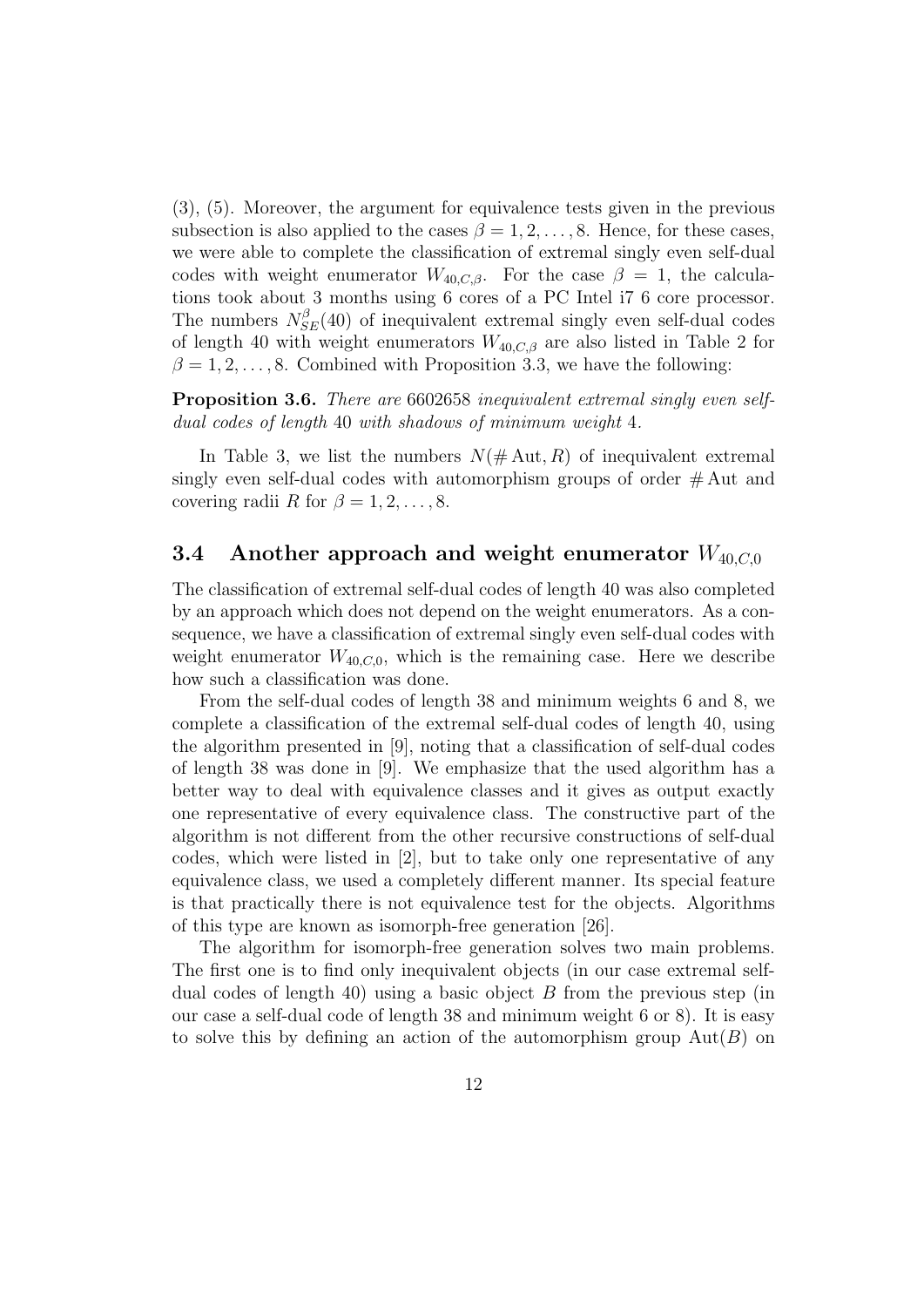(3), (5). Moreover, the argument for equivalence tests given in the previous subsection is also applied to the cases $\beta = 1, 2, \dots, 8$. Hence, for these cases, we were able to complete the classification of extremal singly even self-dual codes with weight enumerator $W_{40,C,\beta}$. For the case $\beta = 1$, the calculations took about 3 months using 6 cores of a PC Intel i7 6 core processor. The numbers $N_{SE}^{\beta}(40)$ of inequivalent extremal singly even self-dual codes of length 40 with weight enumerators $W_{40,C,\beta}$ are also listed in Table 2 for $\beta = 1, 2, \dots, 8$. Combined with Proposition 3.3, we have the following:

**Proposition 3.6.** *There are* 6602658 *inequivalent extremal singly even self-dual codes of length* 40 *with shadows of minimum weight* 4.

In Table 3, we list the numbers $N(\# \mathrm{Aut}, R)$ of inequivalent extremal singly even self-dual codes with automorphism groups of order $\# \mathrm{Aut}$ and covering radii $R$ for $\beta = 1, 2, \dots, 8$.

### 3.4 Another approach and weight enumerator $W_{40,C,0}$

The classification of extremal self-dual codes of length 40 was also completed by an approach which does not depend on the weight enumerators. As a consequence, we have a classification of extremal singly even self-dual codes with weight enumerator $W_{40,C,0}$, which is the remaining case. Here we describe how such a classification was done.

From the self-dual codes of length 38 and minimum weights 6 and 8, we complete a classification of the extremal self-dual codes of length 40, using the algorithm presented in [9], noting that a classification of self-dual codes of length 38 was done in [9]. We emphasize that the used algorithm has a better way to deal with equivalence classes and it gives as output exactly one representative of every equivalence class. The constructive part of the algorithm is not different from the other recursive constructions of self-dual codes, which were listed in [2], but to take only one representative of any equivalence class, we used a completely different manner. Its special feature is that practically there is not equivalence test for the objects. Algorithms of this type are known as isomorph-free generation [26].

The algorithm for isomorph-free generation solves two main problems. The first one is to find only inequivalent objects (in our case extremal self-dual codes of length 40) using a basic object $B$ from the previous step (in our case a self-dual code of length 38 and minimum weight 6 or 8). It is easy to solve this by defining an action of the automorphism group $\mathrm{Aut}(B)$ on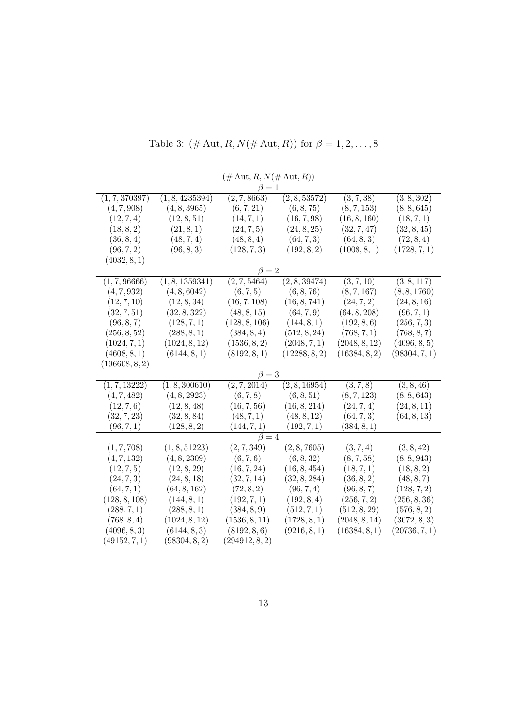Table 3: $(\#\,\mathrm{Aut}, R, N(\#\,\mathrm{Aut}, R))$ for $\beta = 1, 2, \ldots, 8$

| $(\#\,\mathrm{Aut}, R, N(\#\,\mathrm{Aut}, R))$ | | | | | |
|---|---|---|---|---|---|
| $\beta = 1$ | | | | | |
| $(1, 7, 370397)$ | $(1, 8, 4235394)$ | $(2, 7, 8663)$ | $(2, 8, 53572)$ | $(3, 7, 38)$ | $(3, 8, 302)$ |
| $(4, 7, 908)$ | $(4, 8, 3965)$ | $(6, 7, 21)$ | $(6, 8, 75)$ | $(8, 7, 153)$ | $(8, 8, 645)$ |
| $(12, 7, 4)$ | $(12, 8, 51)$ | $(14, 7, 1)$ | $(16, 7, 98)$ | $(16, 8, 160)$ | $(18, 7, 1)$ |
| $(18, 8, 2)$ | $(21, 8, 1)$ | $(24, 7, 5)$ | $(24, 8, 25)$ | $(32, 7, 47)$ | $(32, 8, 45)$ |
| $(36, 8, 4)$ | $(48, 7, 4)$ | $(48, 8, 4)$ | $(64, 7, 3)$ | $(64, 8, 3)$ | $(72, 8, 4)$ |
| $(96, 7, 2)$ | $(96, 8, 3)$ | $(128, 7, 3)$ | $(192, 8, 2)$ | $(1008, 8, 1)$ | $(1728, 7, 1)$ |
| $(4032, 8, 1)$ | | | | | |
| $\beta = 2$ | | | | | |
| $(1, 7, 96666)$ | $(1, 8, 1359341)$ | $(2, 7, 5464)$ | $(2, 8, 39474)$ | $(3, 7, 10)$ | $(3, 8, 117)$ |
| $(4, 7, 932)$ | $(4, 8, 6042)$ | $(6, 7, 5)$ | $(6, 8, 76)$ | $(8, 7, 167)$ | $(8, 8, 1760)$ |
| $(12, 7, 10)$ | $(12, 8, 34)$ | $(16, 7, 108)$ | $(16, 8, 741)$ | $(24, 7, 2)$ | $(24, 8, 16)$ |
| $(32, 7, 51)$ | $(32, 8, 322)$ | $(48, 8, 15)$ | $(64, 7, 9)$ | $(64, 8, 208)$ | $(96, 7, 1)$ |
| $(96, 8, 7)$ | $(128, 7, 1)$ | $(128, 8, 106)$ | $(144, 8, 1)$ | $(192, 8, 6)$ | $(256, 7, 3)$ |
| $(256, 8, 52)$ | $(288, 8, 1)$ | $(384, 8, 4)$ | $(512, 8, 24)$ | $(768, 7, 1)$ | $(768, 8, 7)$ |
| $(1024, 7, 1)$ | $(1024, 8, 12)$ | $(1536, 8, 2)$ | $(2048, 7, 1)$ | $(2048, 8, 12)$ | $(4096, 8, 5)$ |
| $(4608, 8, 1)$ | $(6144, 8, 1)$ | $(8192, 8, 1)$ | $(12288, 8, 2)$ | $(16384, 8, 2)$ | $(98304, 7, 1)$ |
| $(196608, 8, 2)$ | | | | | |
| $\beta = 3$ | | | | | |
| $(1, 7, 13222)$ | $(1, 8, 300610)$ | $(2, 7, 2014)$ | $(2, 8, 16954)$ | $(3, 7, 8)$ | $(3, 8, 46)$ |
| $(4, 7, 482)$ | $(4, 8, 2923)$ | $(6, 7, 8)$ | $(6, 8, 51)$ | $(8, 7, 123)$ | $(8, 8, 643)$ |
| $(12, 7, 6)$ | $(12, 8, 48)$ | $(16, 7, 56)$ | $(16, 8, 214)$ | $(24, 7, 4)$ | $(24, 8, 11)$ |
| $(32, 7, 23)$ | $(32, 8, 84)$ | $(48, 7, 1)$ | $(48, 8, 12)$ | $(64, 7, 3)$ | $(64, 8, 13)$ |
| $(96, 7, 1)$ | $(128, 8, 2)$ | $(144, 7, 1)$ | $(192, 7, 1)$ | $(384, 8, 1)$ | |
| $\beta = 4$ | | | | | |
| $(1, 7, 708)$ | $(1, 8, 51223)$ | $(2, 7, 349)$ | $(2, 8, 7605)$ | $(3, 7, 4)$ | $(3, 8, 42)$ |
| $(4, 7, 132)$ | $(4, 8, 2309)$ | $(6, 7, 6)$ | $(6, 8, 32)$ | $(8, 7, 58)$ | $(8, 8, 943)$ |
| $(12, 7, 5)$ | $(12, 8, 29)$ | $(16, 7, 24)$ | $(16, 8, 454)$ | $(18, 7, 1)$ | $(18, 8, 2)$ |
| $(24, 7, 3)$ | $(24, 8, 18)$ | $(32, 7, 14)$ | $(32, 8, 284)$ | $(36, 8, 2)$ | $(48, 8, 7)$ |
| $(64, 7, 1)$ | $(64, 8, 162)$ | $(72, 8, 2)$ | $(96, 7, 4)$ | $(96, 8, 7)$ | $(128, 7, 2)$ |
| $(128, 8, 108)$ | $(144, 8, 1)$ | $(192, 7, 1)$ | $(192, 8, 4)$ | $(256, 7, 2)$ | $(256, 8, 36)$ |
| $(288, 7, 1)$ | $(288, 8, 1)$ | $(384, 8, 9)$ | $(512, 7, 1)$ | $(512, 8, 29)$ | $(576, 8, 2)$ |
| $(768, 8, 4)$ | $(1024, 8, 12)$ | $(1536, 8, 11)$ | $(1728, 8, 1)$ | $(2048, 8, 14)$ | $(3072, 8, 3)$ |
| $(4096, 8, 3)$ | $(6144, 8, 3)$ | $(8192, 8, 6)$ | $(9216, 8, 1)$ | $(16384, 8, 1)$ | $(20736, 7, 1)$ |
| $(49152, 7, 1)$ | $(98304, 8, 2)$ | $(294912, 8, 2)$ | | | |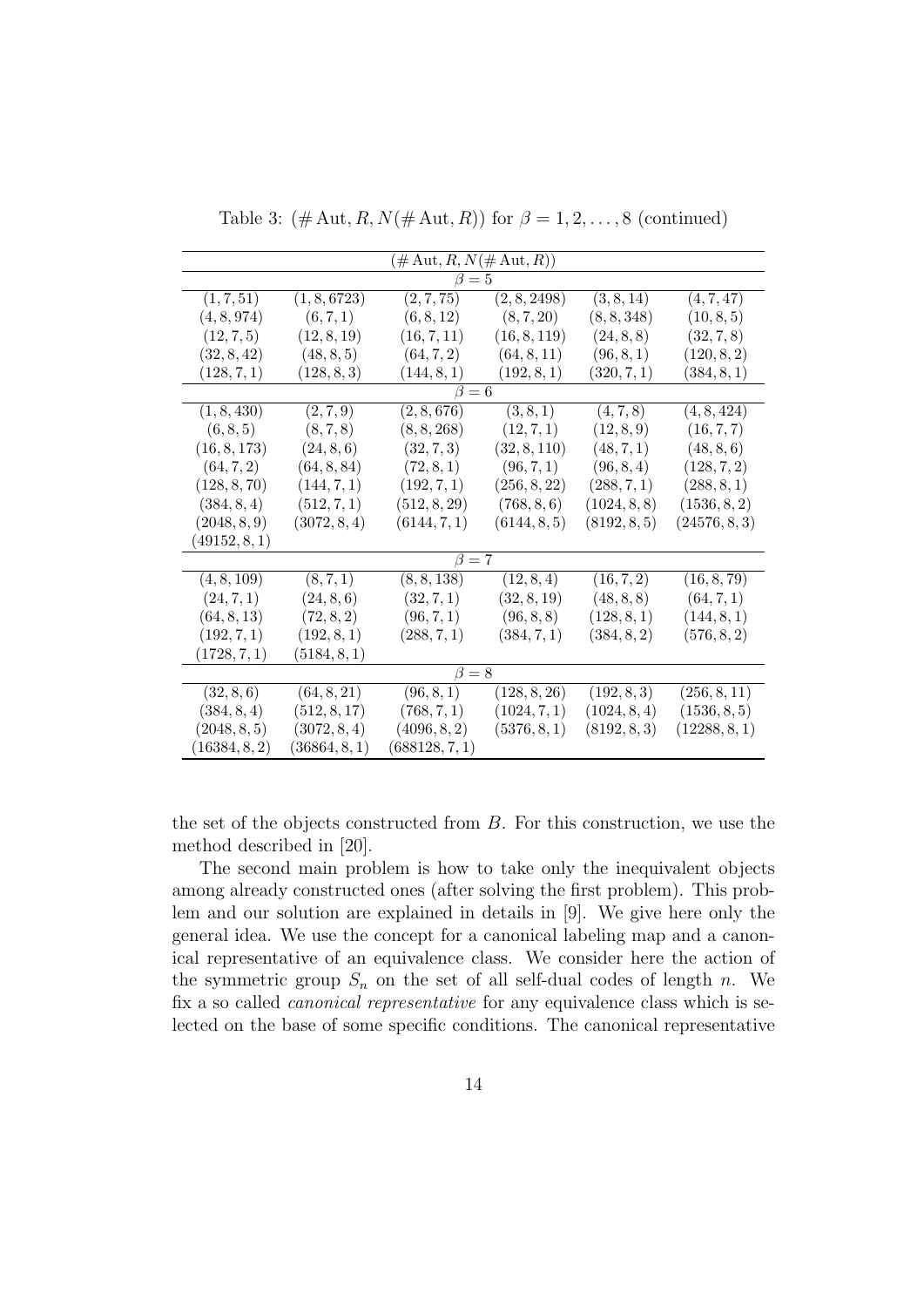Table 3: $(\#\,\mathrm{Aut}, R, N(\#\,\mathrm{Aut}, R))$ for $\beta = 1, 2, \ldots, 8$ (continued)

| $(\#\,\mathrm{Aut}, R, N(\#\,\mathrm{Aut}, R))$ | | | | | |
|---|---|---|---|---|---|
| $\beta = 5$ | | | | | |
| $(1, 7, 51)$ | $(1, 8, 6723)$ | $(2, 7, 75)$ | $(2, 8, 2498)$ | $(3, 8, 14)$ | $(4, 7, 47)$ |
| $(4, 8, 974)$ | $(6, 7, 1)$ | $(6, 8, 12)$ | $(8, 7, 20)$ | $(8, 8, 348)$ | $(10, 8, 5)$ |
| $(12, 7, 5)$ | $(12, 8, 19)$ | $(16, 7, 11)$ | $(16, 8, 119)$ | $(24, 8, 8)$ | $(32, 7, 8)$ |
| $(32, 8, 42)$ | $(48, 8, 5)$ | $(64, 7, 2)$ | $(64, 8, 11)$ | $(96, 8, 1)$ | $(120, 8, 2)$ |
| $(128, 7, 1)$ | $(128, 8, 3)$ | $(144, 8, 1)$ | $(192, 8, 1)$ | $(320, 7, 1)$ | $(384, 8, 1)$ |
| $\beta = 6$ | | | | | |
| $(1, 8, 430)$ | $(2, 7, 9)$ | $(2, 8, 676)$ | $(3, 8, 1)$ | $(4, 7, 8)$ | $(4, 8, 424)$ |
| $(6, 8, 5)$ | $(8, 7, 8)$ | $(8, 8, 268)$ | $(12, 7, 1)$ | $(12, 8, 9)$ | $(16, 7, 7)$ |
| $(16, 8, 173)$ | $(24, 8, 6)$ | $(32, 7, 3)$ | $(32, 8, 110)$ | $(48, 7, 1)$ | $(48, 8, 6)$ |
| $(64, 7, 2)$ | $(64, 8, 84)$ | $(72, 8, 1)$ | $(96, 7, 1)$ | $(96, 8, 4)$ | $(128, 7, 2)$ |
| $(128, 8, 70)$ | $(144, 7, 1)$ | $(192, 7, 1)$ | $(256, 8, 22)$ | $(288, 7, 1)$ | $(288, 8, 1)$ |
| $(384, 8, 4)$ | $(512, 7, 1)$ | $(512, 8, 29)$ | $(768, 8, 6)$ | $(1024, 8, 8)$ | $(1536, 8, 2)$ |
| $(2048, 8, 9)$ | $(3072, 8, 4)$ | $(6144, 7, 1)$ | $(6144, 8, 5)$ | $(8192, 8, 5)$ | $(24576, 8, 3)$ |
| $(49152, 8, 1)$ | | | | | |
| $\beta = 7$ | | | | | |
| $(4, 8, 109)$ | $(8, 7, 1)$ | $(8, 8, 138)$ | $(12, 8, 4)$ | $(16, 7, 2)$ | $(16, 8, 79)$ |
| $(24, 7, 1)$ | $(24, 8, 6)$ | $(32, 7, 1)$ | $(32, 8, 19)$ | $(48, 8, 8)$ | $(64, 7, 1)$ |
| $(64, 8, 13)$ | $(72, 8, 2)$ | $(96, 7, 1)$ | $(96, 8, 8)$ | $(128, 8, 1)$ | $(144, 8, 1)$ |
| $(192, 7, 1)$ | $(192, 8, 1)$ | $(288, 7, 1)$ | $(384, 7, 1)$ | $(384, 8, 2)$ | $(576, 8, 2)$ |
| $(1728, 7, 1)$ | $(5184, 8, 1)$ | | | | |
| $\beta = 8$ | | | | | |
| $(32, 8, 6)$ | $(64, 8, 21)$ | $(96, 8, 1)$ | $(128, 8, 26)$ | $(192, 8, 3)$ | $(256, 8, 11)$ |
| $(384, 8, 4)$ | $(512, 8, 17)$ | $(768, 7, 1)$ | $(1024, 7, 1)$ | $(1024, 8, 4)$ | $(1536, 8, 5)$ |
| $(2048, 8, 5)$ | $(3072, 8, 4)$ | $(4096, 8, 2)$ | $(5376, 8, 1)$ | $(8192, 8, 3)$ | $(12288, 8, 1)$ |
| $(16384, 8, 2)$ | $(36864, 8, 1)$ | $(688128, 7, 1)$ | | | |

the set of the objects constructed from $B$. For this construction, we use the method described in [20].

The second main problem is how to take only the inequivalent objects among already constructed ones (after solving the first problem). This problem and our solution are explained in details in [9]. We give here only the general idea. We use the concept for a canonical labeling map and a canonical representative of an equivalence class. We consider here the action of the symmetric group $S_n$ on the set of all self-dual codes of length $n$. We fix a so called *canonical representative* for any equivalence class which is selected on the base of some specific conditions. The canonical representative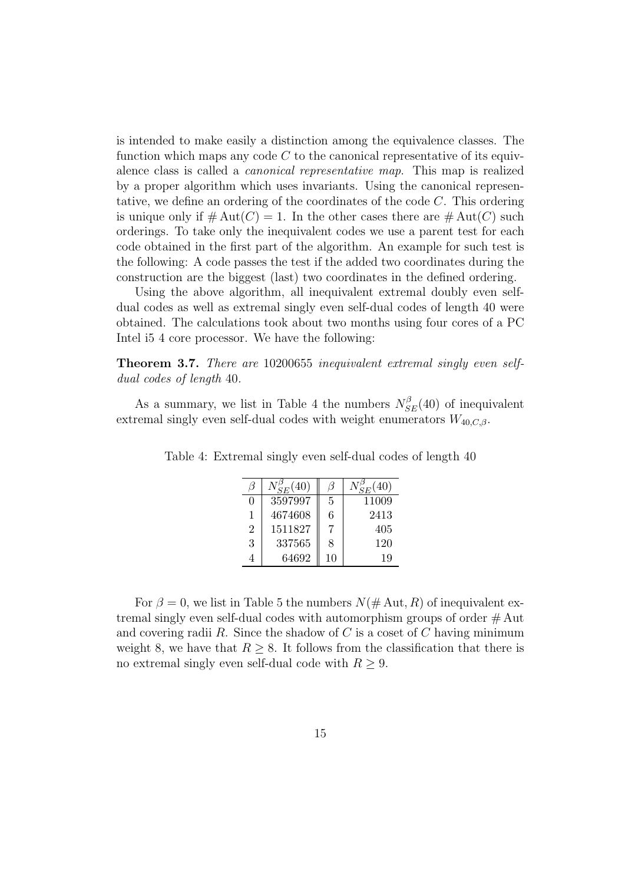is intended to make easily a distinction among the equivalence classes. The function which maps any code $C$ to the canonical representative of its equivalence class is called a *canonical representative map*. This map is realized by a proper algorithm which uses invariants. Using the canonical representative, we define an ordering of the coordinates of the code $C$. This ordering is unique only if $\#\operatorname{Aut}(C) = 1$. In the other cases there are $\#\operatorname{Aut}(C)$ such orderings. To take only the inequivalent codes we use a parent test for each code obtained in the first part of the algorithm. An example for such test is the following: A code passes the test if the added two coordinates during the construction are the biggest (last) two coordinates in the defined ordering.

Using the above algorithm, all inequivalent extremal doubly even self-dual codes as well as extremal singly even self-dual codes of length 40 were obtained. The calculations took about two months using four cores of a PC Intel i5 4 core processor. We have the following:

**Theorem 3.7.** *There are* 10200655 *inequivalent extremal singly even self-dual codes of length* 40*.*

As a summary, we list in Table 4 the numbers $N_{SE}^{\beta}(40)$ of inequivalent extremal singly even self-dual codes with weight enumerators $W_{40,C,\beta}$.

Table 4: Extremal singly even self-dual codes of length 40

| $\beta$ | $N_{SE}^{\beta}(40)$ | $\beta$ | $N_{SE}^{\beta}(40)$ |
|---|---|---|---|
| 0 | 3597997 | 5 | 11009 |
| 1 | 4674608 | 6 | 2413 |
| 2 | 1511827 | 7 | 405 |
| 3 | 337565 | 8 | 120 |
| 4 | 64692 | 10 | 19 |

For $\beta = 0$, we list in Table 5 the numbers $N(\#\operatorname{Aut}, R)$ of inequivalent extremal singly even self-dual codes with automorphism groups of order $\#\operatorname{Aut}$ and covering radii $R$. Since the shadow of $C$ is a coset of $C$ having minimum weight 8, we have that $R \geq 8$. It follows from the classification that there is no extremal singly even self-dual code with $R \geq 9$.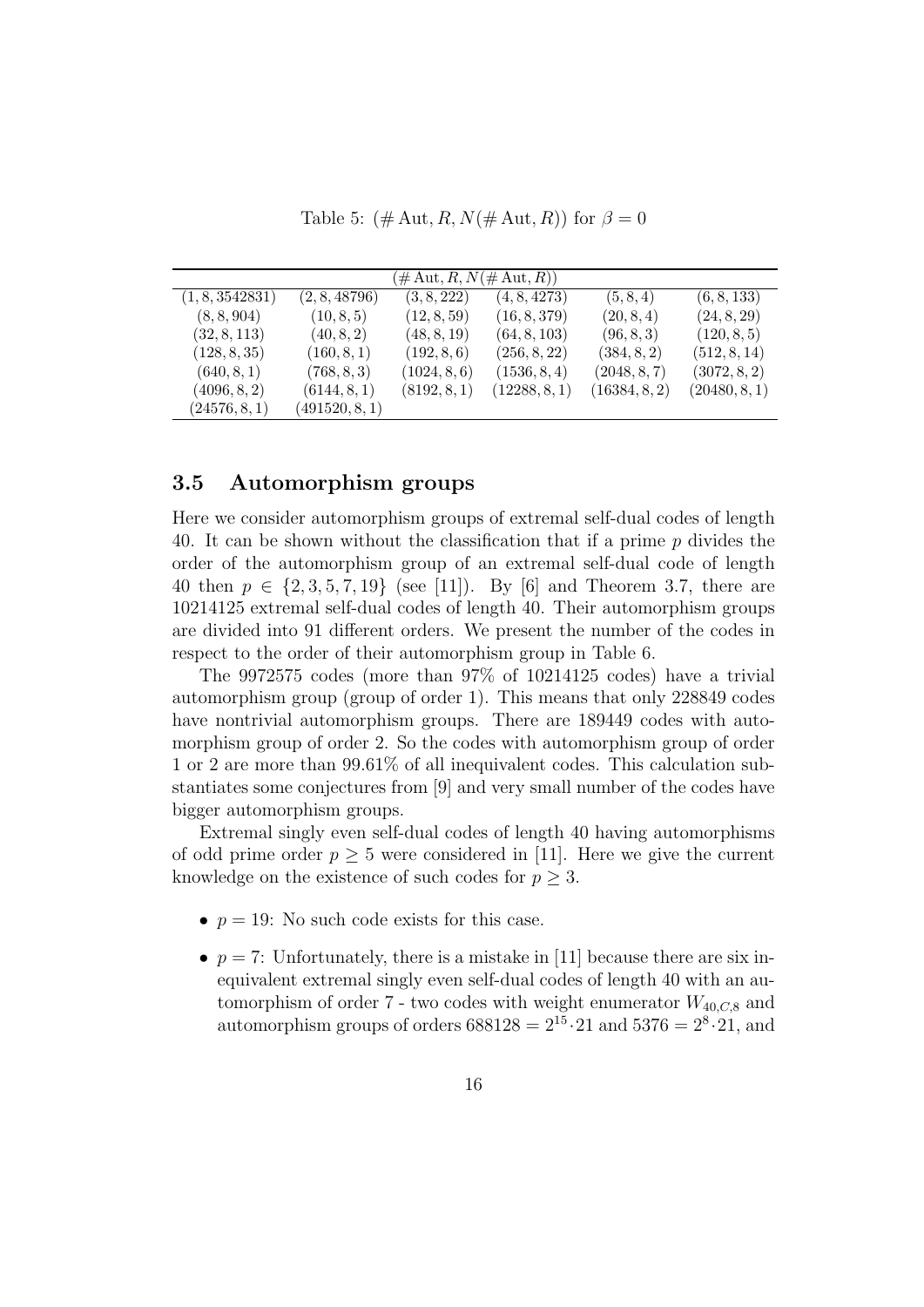Table 5: $(\#\,\mathrm{Aut}, R, N(\#\,\mathrm{Aut}, R))$ for $\beta = 0$

| $(\#\,\mathrm{Aut}, R, N(\#\,\mathrm{Aut}, R))$ | | | | | |
|---|---|---|---|---|---|
| $(1, 8, 3542831)$ | $(2, 8, 48796)$ | $(3, 8, 222)$ | $(4, 8, 4273)$ | $(5, 8, 4)$ | $(6, 8, 133)$ |
| $(8, 8, 904)$ | $(10, 8, 5)$ | $(12, 8, 59)$ | $(16, 8, 379)$ | $(20, 8, 4)$ | $(24, 8, 29)$ |
| $(32, 8, 113)$ | $(40, 8, 2)$ | $(48, 8, 19)$ | $(64, 8, 103)$ | $(96, 8, 3)$ | $(120, 8, 5)$ |
| $(128, 8, 35)$ | $(160, 8, 1)$ | $(192, 8, 6)$ | $(256, 8, 22)$ | $(384, 8, 2)$ | $(512, 8, 14)$ |
| $(640, 8, 1)$ | $(768, 8, 3)$ | $(1024, 8, 6)$ | $(1536, 8, 4)$ | $(2048, 8, 7)$ | $(3072, 8, 2)$ |
| $(4096, 8, 2)$ | $(6144, 8, 1)$ | $(8192, 8, 1)$ | $(12288, 8, 1)$ | $(16384, 8, 2)$ | $(20480, 8, 1)$ |
| $(24576, 8, 1)$ | $(491520, 8, 1)$ | | | | |

### 3.5 Automorphism groups

Here we consider automorphism groups of extremal self-dual codes of length 40. It can be shown without the classification that if a prime $p$ divides the order of the automorphism group of an extremal self-dual code of length 40 then $p \in \{2, 3, 5, 7, 19\}$ (see [11]). By [6] and Theorem 3.7, there are 10214125 extremal self-dual codes of length 40. Their automorphism groups are divided into 91 different orders. We present the number of the codes in respect to the order of their automorphism group in Table 6.

The 9972575 codes (more than 97% of 10214125 codes) have a trivial automorphism group (group of order 1). This means that only 228849 codes have nontrivial automorphism groups. There are 189449 codes with automorphism group of order 2. So the codes with automorphism group of order 1 or 2 are more than 99.61% of all inequivalent codes. This calculation substantiates some conjectures from [9] and very small number of the codes have bigger automorphism groups.

Extremal singly even self-dual codes of length 40 having automorphisms of odd prime order $p \geq 5$ were considered in [11]. Here we give the current knowledge on the existence of such codes for $p \geq 3$.

- $p = 19$: No such code exists for this case.
- $p = 7$: Unfortunately, there is a mistake in [11] because there are six inequivalent extremal singly even self-dual codes of length 40 with an automorphism of order 7 - two codes with weight enumerator $W_{40,C,8}$ and automorphism groups of orders $688128 = 2^{15} \cdot 21$ and $5376 = 2^8 \cdot 21$, and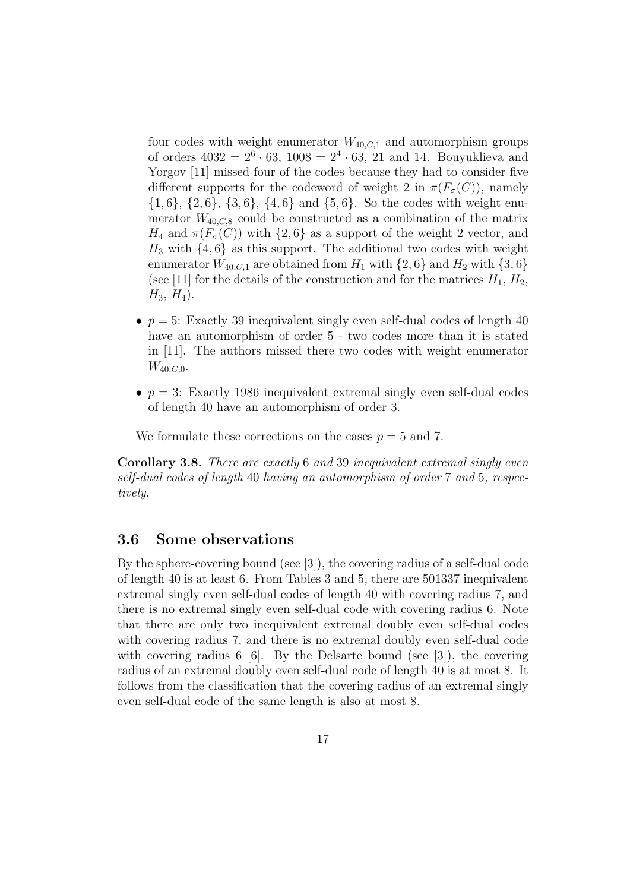four codes with weight enumerator $W_{40,C,1}$ and automorphism groups of orders $4032 = 2^6 \cdot 63$, $1008 = 2^4 \cdot 63$, 21 and 14. Bouyuklieva and Yorgov [11] missed four of the codes because they had to consider five different supports for the codeword of weight 2 in $\pi(F_\sigma(C))$, namely $\{1, 6\}$, $\{2, 6\}$, $\{3, 6\}$, $\{4, 6\}$ and $\{5, 6\}$. So the codes with weight enumerator $W_{40,C,8}$ could be constructed as a combination of the matrix $H_4$ and $\pi(F_\sigma(C))$ with $\{2, 6\}$ as a support of the weight 2 vector, and $H_3$ with $\{4, 6\}$ as this support. The additional two codes with weight enumerator $W_{40,C,1}$ are obtained from $H_1$ with $\{2, 6\}$ and $H_2$ with $\{3, 6\}$ (see [11] for the details of the construction and for the matrices $H_1$, $H_2$, $H_3$, $H_4$).

- $p = 5$: Exactly 39 inequivalent singly even self-dual codes of length 40 have an automorphism of order 5 - two codes more than it is stated in [11]. The authors missed there two codes with weight enumerator $W_{40,C,0}$.
- $p = 3$: Exactly 1986 inequivalent extremal singly even self-dual codes of length 40 have an automorphism of order 3.

We formulate these corrections on the cases $p = 5$ and 7.

**Corollary 3.8.** *There are exactly* 6 *and* 39 *inequivalent extremal singly even self-dual codes of length* 40 *having an automorphism of order* 7 *and* 5*, respectively.*

### 3.6 Some observations

By the sphere-covering bound (see [3]), the covering radius of a self-dual code of length 40 is at least 6. From Tables 3 and 5, there are 501337 inequivalent extremal singly even self-dual codes of length 40 with covering radius 7, and there is no extremal singly even self-dual code with covering radius 6. Note that there are only two inequivalent extremal doubly even self-dual codes with covering radius 7, and there is no extremal doubly even self-dual code with covering radius 6 [6]. By the Delsarte bound (see [3]), the covering radius of an extremal doubly even self-dual code of length 40 is at most 8. It follows from the classification that the covering radius of an extremal singly even self-dual code of the same length is also at most 8.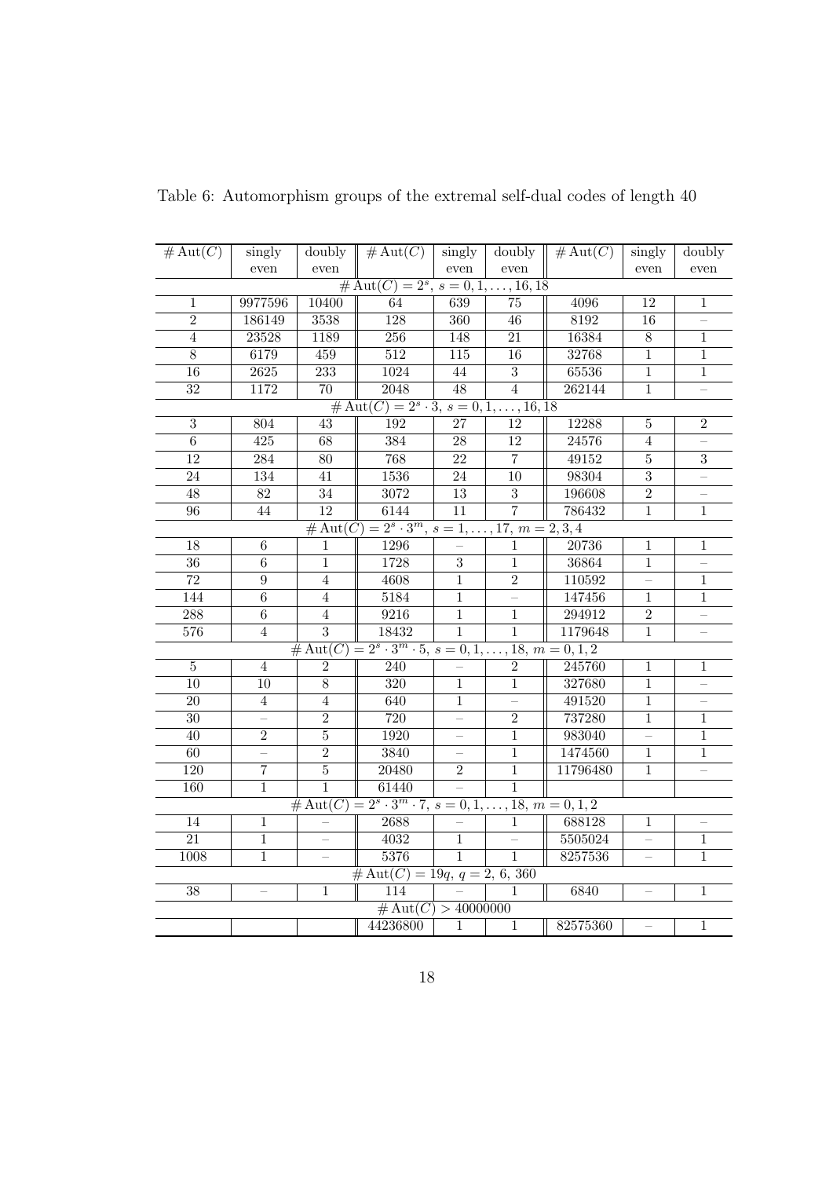Table 6: Automorphism groups of the extremal self-dual codes of length 40

| $\# \mathrm{Aut}(C)$ | singly even | doubly even | $\# \mathrm{Aut}(C)$ | singly even | doubly even | $\# \mathrm{Aut}(C)$ | singly even | doubly even |
|---|---|---|---|---|---|---|---|---|
| $\# \mathrm{Aut}(C)=2^s,\ s=0,1,\dots,16,18$ | | | | | | | | |
| 1 | 9977596 | 10400 | 64 | 639 | 75 | 4096 | 12 | 1 |
| 2 | 186149 | 3538 | 128 | 360 | 46 | 8192 | 16 | – |
| 4 | 23528 | 1189 | 256 | 148 | 21 | 16384 | 8 | 1 |
| 8 | 6179 | 459 | 512 | 115 | 16 | 32768 | 1 | 1 |
| 16 | 2625 | 233 | 1024 | 44 | 3 | 65536 | 1 | 1 |
| 32 | 1172 | 70 | 2048 | 48 | 4 | 262144 | 1 | – |
| $\# \mathrm{Aut}(C)=2^s\cdot 3,\ s=0,1,\dots,16,18$ | | | | | | | | |
| 3 | 804 | 43 | 192 | 27 | 12 | 12288 | 5 | 2 |
| 6 | 425 | 68 | 384 | 28 | 12 | 24576 | 4 | – |
| 12 | 284 | 80 | 768 | 22 | 7 | 49152 | 5 | 3 |
| 24 | 134 | 41 | 1536 | 24 | 10 | 98304 | 3 | – |
| 48 | 82 | 34 | 3072 | 13 | 3 | 196608 | 2 | – |
| 96 | 44 | 12 | 6144 | 11 | 7 | 786432 | 1 | 1 |
| $\# \mathrm{Aut}(C)=2^s\cdot 3^m,\ s=1,\dots,17,\ m=2,3,4$ | | | | | | | | |
| 18 | 6 | 1 | 1296 | – | 1 | 20736 | 1 | 1 |
| 36 | 6 | 1 | 1728 | 3 | 1 | 36864 | 1 | – |
| 72 | 9 | 4 | 4608 | 1 | 2 | 110592 | – | 1 |
| 144 | 6 | 4 | 5184 | 1 | – | 147456 | 1 | 1 |
| 288 | 6 | 4 | 9216 | 1 | 1 | 294912 | 2 | – |
| 576 | 4 | 3 | 18432 | 1 | 1 | 1179648 | 1 | – |
| $\# \mathrm{Aut}(C)=2^s\cdot 3^m\cdot 5,\ s=0,1,\dots,18,\ m=0,1,2$ | | | | | | | | |
| 5 | 4 | 2 | 240 | – | 2 | 245760 | 1 | 1 |
| 10 | 10 | 8 | 320 | 1 | 1 | 327680 | 1 | – |
| 20 | 4 | 4 | 640 | 1 | – | 491520 | 1 | – |
| 30 | – | 2 | 720 | – | 2 | 737280 | 1 | 1 |
| 40 | 2 | 5 | 1920 | – | 1 | 983040 | – | 1 |
| 60 | – | 2 | 3840 | – | 1 | 1474560 | 1 | 1 |
| 120 | 7 | 5 | 20480 | 2 | 1 | 11796480 | 1 | – |
| 160 | 1 | 1 | 61440 | – | 1 | | | |
| $\# \mathrm{Aut}(C)=2^s\cdot 3^m\cdot 7,\ s=0,1,\dots,18,\ m=0,1,2$ | | | | | | | | |
| 14 | 1 | – | 2688 | – | 1 | 688128 | 1 | – |
| 21 | 1 | – | 4032 | 1 | – | 5505024 | – | 1 |
| 1008 | 1 | – | 5376 | 1 | 1 | 8257536 | – | 1 |
| $\# \mathrm{Aut}(C)=19q,\ q=2,\ 6,\ 360$ | | | | | | | | |
| 38 | – | 1 | 114 | – | 1 | 6840 | – | 1 |
| $\# \mathrm{Aut}(C)>40000000$ | | | | | | | | |
| | | | 44236800 | 1 | 1 | 82575360 | – | 1 |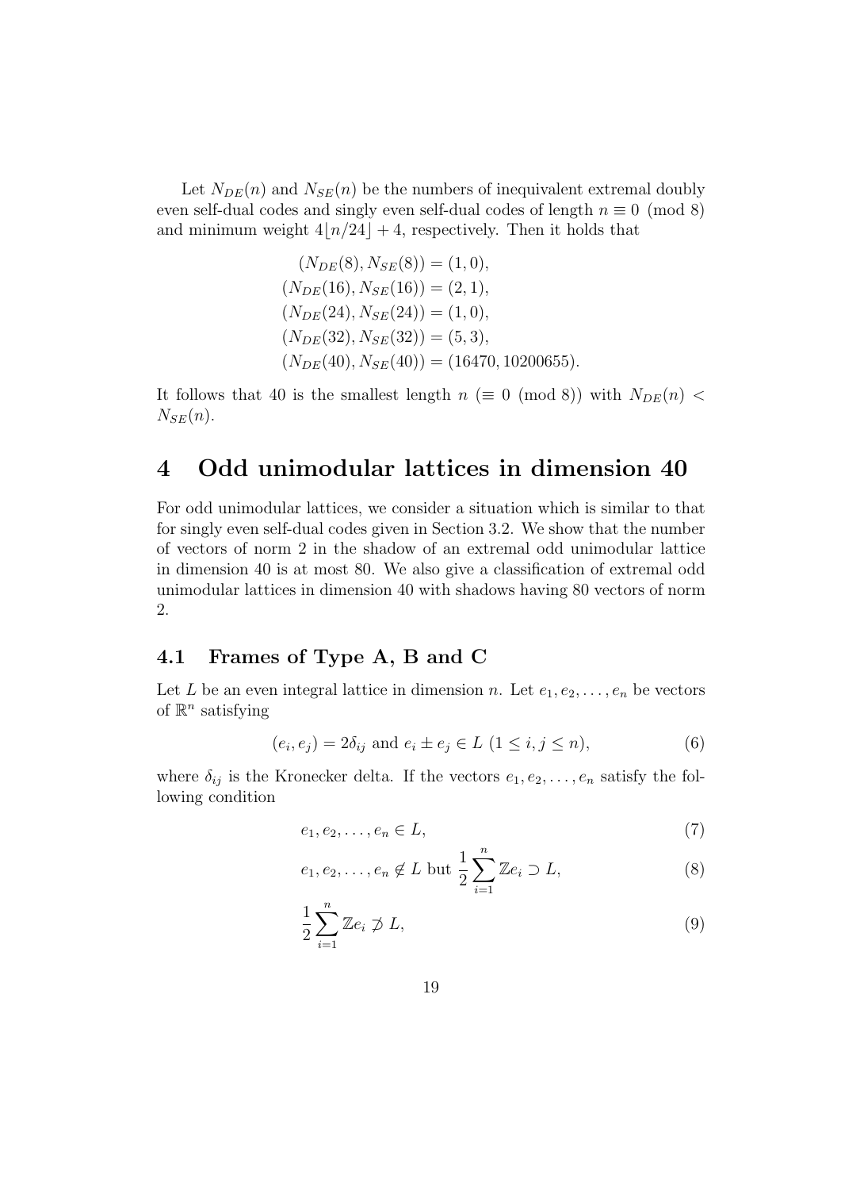Let $N_{DE}(n)$ and $N_{SE}(n)$ be the numbers of inequivalent extremal doubly even self-dual codes and singly even self-dual codes of length $n \equiv 0 \pmod 8$ and minimum weight $4\lfloor n/24 \rfloor + 4$, respectively. Then it holds that

$$
\begin{aligned}
(N_{DE}(8), N_{SE}(8)) &= (1, 0),\\
(N_{DE}(16), N_{SE}(16)) &= (2, 1),\\
(N_{DE}(24), N_{SE}(24)) &= (1, 0),\\
(N_{DE}(32), N_{SE}(32)) &= (5, 3),\\
(N_{DE}(40), N_{SE}(40)) &= (16470, 10200655).
\end{aligned}
$$

It follows that 40 is the smallest length $n$ ($\equiv 0 \pmod 8$) with $N_{DE}(n) < N_{SE}(n)$.

# 4 Odd unimodular lattices in dimension 40

For odd unimodular lattices, we consider a situation which is similar to that for singly even self-dual codes given in Section 3.2. We show that the number of vectors of norm 2 in the shadow of an extremal odd unimodular lattice in dimension 40 is at most 80. We also give a classification of extremal odd unimodular lattices in dimension 40 with shadows having 80 vectors of norm 2.

## 4.1 Frames of Type A, B and C

Let $L$ be an even integral lattice in dimension $n$. Let $e_1, e_2, \ldots, e_n$ be vectors of $\mathbb{R}^n$ satisfying

$$(e_i, e_j) = 2\delta_{ij} \text{ and } e_i \pm e_j \in L \ (1 \le i, j \le n), \tag{6}$$

where $\delta_{ij}$ is the Kronecker delta. If the vectors $e_1, e_2, \ldots, e_n$ satisfy the following condition

$$e_1, e_2, \ldots, e_n \in L, \tag{7}$$

$$e_1, e_2, \ldots, e_n \notin L \text{ but } \frac{1}{2}\sum_{i=1}^{n} \mathbb{Z}e_i \supset L, \tag{8}$$

$$\frac{1}{2}\sum_{i=1}^{n} \mathbb{Z}e_i \not\supset L, \tag{9}$$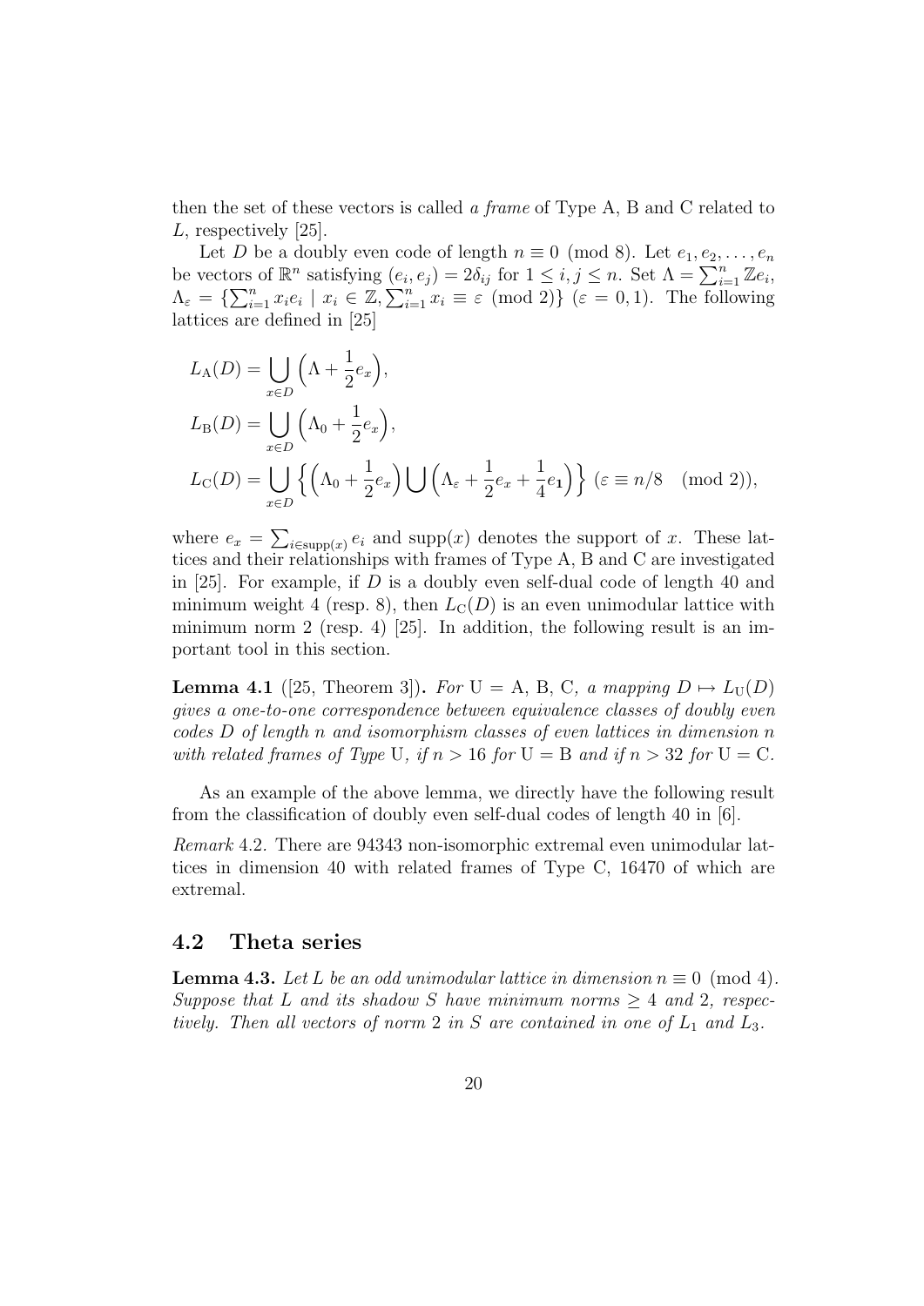then the set of these vectors is called *a frame* of Type A, B and C related to $L$, respectively [25].

Let $D$ be a doubly even code of length $n \equiv 0 \pmod 8$. Let $e_1, e_2, \dots, e_n$ be vectors of $\mathbb{R}^n$ satisfying $(e_i, e_j) = 2\delta_{ij}$ for $1 \le i, j \le n$. Set $\Lambda = \sum_{i=1}^n \mathbb{Z} e_i$, $\Lambda_\varepsilon = \{\sum_{i=1}^n x_i e_i \mid x_i \in \mathbb{Z}, \sum_{i=1}^n x_i \equiv \varepsilon \pmod 2\}$ $(\varepsilon = 0, 1)$. The following lattices are defined in [25]

$$
\begin{aligned}
L_{\mathrm{A}}(D) &= \bigcup_{x \in D} \Big(\Lambda + \frac{1}{2} e_x\Big),\\
L_{\mathrm{B}}(D) &= \bigcup_{x \in D} \Big(\Lambda_0 + \frac{1}{2} e_x\Big),\\
L_{\mathrm{C}}(D) &= \bigcup_{x \in D} \Big\{ \Big(\Lambda_0 + \frac{1}{2} e_x\Big) \bigcup \Big(\Lambda_\varepsilon + \frac{1}{2} e_x + \frac{1}{4} e_{\mathbf{1}}\Big) \Big\} \ (\varepsilon \equiv n/8 \pmod 2),
\end{aligned}
$$

where $e_x = \sum_{i \in \mathrm{supp}(x)} e_i$ and $\mathrm{supp}(x)$ denotes the support of $x$. These lattices and their relationships with frames of Type A, B and C are investigated in [25]. For example, if $D$ is a doubly even self-dual code of length 40 and minimum weight 4 (resp. 8), then $L_{\mathrm{C}}(D)$ is an even unimodular lattice with minimum norm 2 (resp. 4) [25]. In addition, the following result is an important tool in this section.

**Lemma 4.1** ([25, Theorem 3])**.** *For* $\mathrm{U} = \mathrm{A}, \mathrm{B}, \mathrm{C}$*, a mapping* $D \mapsto L_{\mathrm{U}}(D)$ *gives a one-to-one correspondence between equivalence classes of doubly even codes* $D$ *of length* $n$ *and isomorphism classes of even lattices in dimension* $n$ *with related frames of Type* $\mathrm{U}$*, if* $n > 16$ *for* $\mathrm{U} = \mathrm{B}$ *and if* $n > 32$ *for* $\mathrm{U} = \mathrm{C}$*.*

As an example of the above lemma, we directly have the following result from the classification of doubly even self-dual codes of length 40 in [6].

*Remark* 4.2. There are 94343 non-isomorphic extremal even unimodular lattices in dimension 40 with related frames of Type C, 16470 of which are extremal.

## 4.2 Theta series

**Lemma 4.3.** *Let* $L$ *be an odd unimodular lattice in dimension* $n \equiv 0 \pmod 4$*. Suppose that* $L$ *and its shadow* $S$ *have minimum norms* $\ge 4$ *and* 2*, respectively. Then all vectors of norm* 2 *in* $S$ *are contained in one of* $L_1$ *and* $L_3$*.*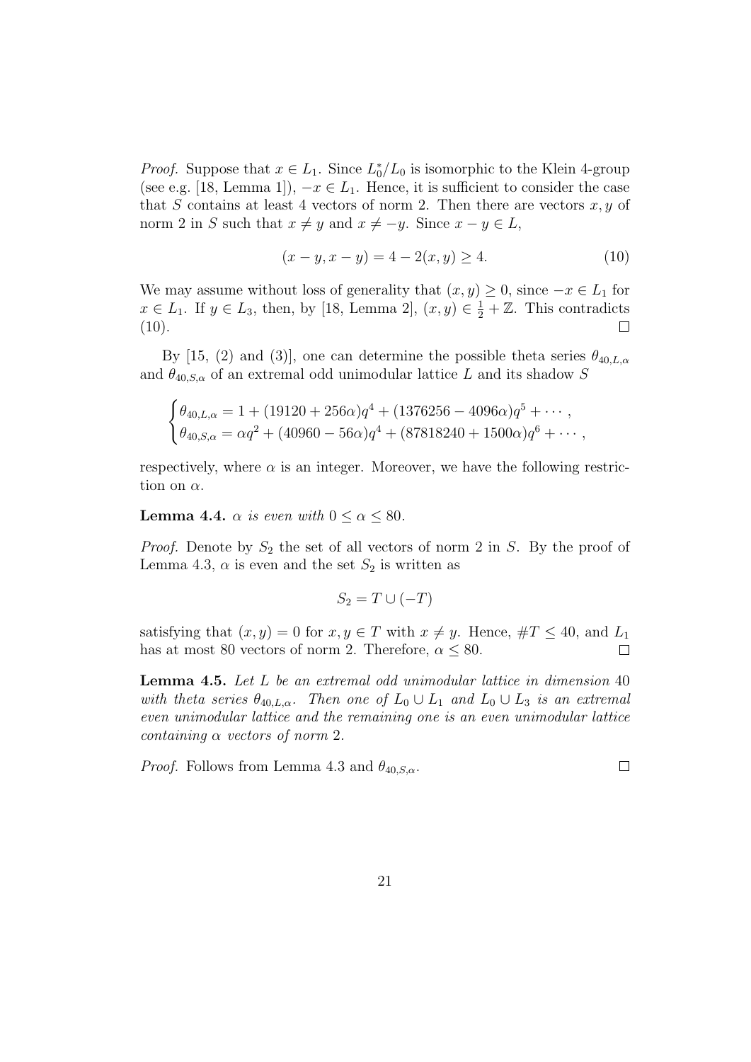*Proof.* Suppose that $x \in L_1$. Since $L_0^*/L_0$ is isomorphic to the Klein 4-group (see e.g. [18, Lemma 1]), $-x \in L_1$. Hence, it is sufficient to consider the case that $S$ contains at least 4 vectors of norm 2. Then there are vectors $x, y$ of norm 2 in $S$ such that $x \neq y$ and $x \neq -y$. Since $x - y \in L$,

$$(x - y, x - y) = 4 - 2(x, y) \geq 4. \tag{10}$$

We may assume without loss of generality that $(x, y) \geq 0$, since $-x \in L_1$ for $x \in L_1$. If $y \in L_3$, then, by [18, Lemma 2], $(x, y) \in \frac{1}{2} + \mathbb{Z}$. This contradicts (10). $\square$

By [15, (2) and (3)], one can determine the possible theta series $\theta_{40,L,\alpha}$ and $\theta_{40,S,\alpha}$ of an extremal odd unimodular lattice $L$ and its shadow $S$

$$\begin{cases} \theta_{40,L,\alpha} = 1 + (19120 + 256\alpha)q^4 + (1376256 - 4096\alpha)q^5 + \cdots, \\ \theta_{40,S,\alpha} = \alpha q^2 + (40960 - 56\alpha)q^4 + (87818240 + 1500\alpha)q^6 + \cdots, \end{cases}$$

respectively, where $\alpha$ is an integer. Moreover, we have the following restriction on $\alpha$.

**Lemma 4.4.** *$\alpha$ is even with $0 \leq \alpha \leq 80$.*

*Proof.* Denote by $S_2$ the set of all vectors of norm 2 in $S$. By the proof of Lemma 4.3, $\alpha$ is even and the set $S_2$ is written as

$$S_2 = T \cup (-T)$$

satisfying that $(x, y) = 0$ for $x, y \in T$ with $x \neq y$. Hence, $\#T \leq 40$, and $L_1$ has at most 80 vectors of norm 2. Therefore, $\alpha \leq 80$. $\square$

**Lemma 4.5.** *Let $L$ be an extremal odd unimodular lattice in dimension 40 with theta series $\theta_{40,L,\alpha}$. Then one of $L_0 \cup L_1$ and $L_0 \cup L_3$ is an extremal even unimodular lattice and the remaining one is an even unimodular lattice containing $\alpha$ vectors of norm 2.*

*Proof.* Follows from Lemma 4.3 and $\theta_{40,S,\alpha}$. $\square$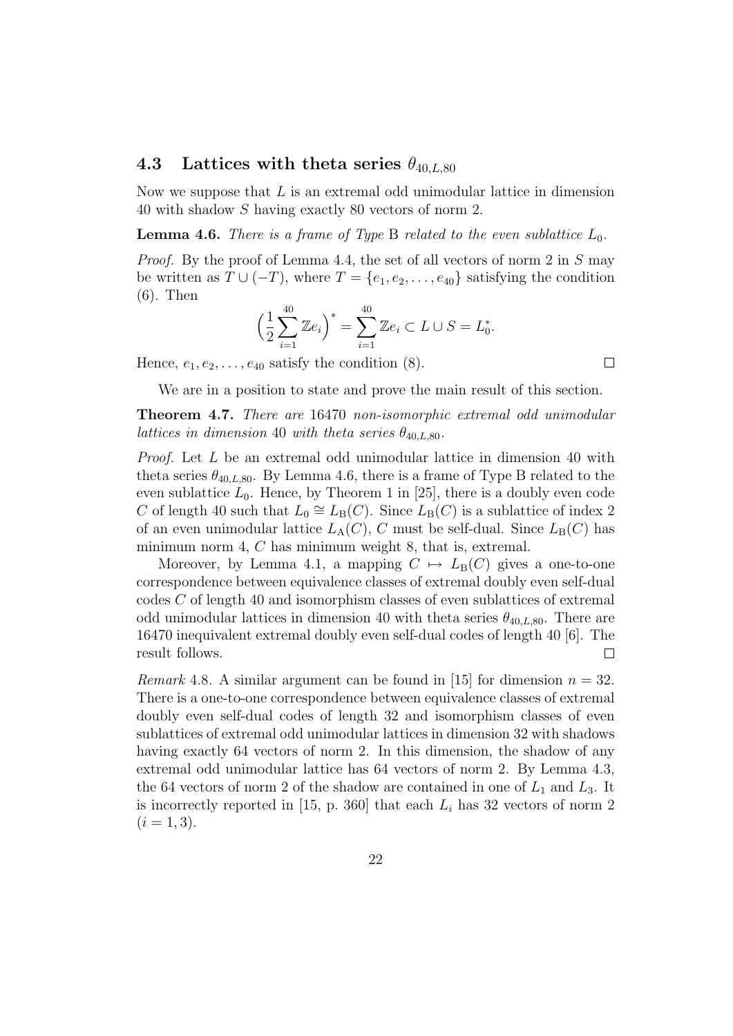### 4.3 Lattices with theta series $\theta_{40,L,80}$

Now we suppose that $L$ is an extremal odd unimodular lattice in dimension 40 with shadow $S$ having exactly 80 vectors of norm 2.

**Lemma 4.6.** *There is a frame of Type* B *related to the even sublattice* $L_0$.

*Proof.* By the proof of Lemma 4.4, the set of all vectors of norm 2 in $S$ may be written as $T \cup (-T)$, where $T = \{e_1, e_2, \dots, e_{40}\}$ satisfying the condition (6). Then

$$\Big(\frac{1}{2}\sum_{i=1}^{40} \mathbb{Z}e_i\Big)^* = \sum_{i=1}^{40} \mathbb{Z}e_i \subset L \cup S = L_0^*.$$

Hence, $e_1, e_2, \dots, e_{40}$ satisfy the condition (8). $\square$

We are in a position to state and prove the main result of this section.

**Theorem 4.7.** *There are* 16470 *non-isomorphic extremal odd unimodular lattices in dimension* 40 *with theta series* $\theta_{40,L,80}$.

*Proof.* Let $L$ be an extremal odd unimodular lattice in dimension 40 with theta series $\theta_{40,L,80}$. By Lemma 4.6, there is a frame of Type B related to the even sublattice $L_0$. Hence, by Theorem 1 in [25], there is a doubly even code $C$ of length 40 such that $L_0 \cong L_{\mathrm{B}}(C)$. Since $L_{\mathrm{B}}(C)$ is a sublattice of index 2 of an even unimodular lattice $L_{\mathrm{A}}(C)$, $C$ must be self-dual. Since $L_{\mathrm{B}}(C)$ has minimum norm 4, $C$ has minimum weight 8, that is, extremal.

Moreover, by Lemma 4.1, a mapping $C \mapsto L_{\mathrm{B}}(C)$ gives a one-to-one correspondence between equivalence classes of extremal doubly even self-dual codes $C$ of length 40 and isomorphism classes of even sublattices of extremal odd unimodular lattices in dimension 40 with theta series $\theta_{40,L,80}$. There are 16470 inequivalent extremal doubly even self-dual codes of length 40 [6]. The result follows. $\square$

*Remark* 4.8. A similar argument can be found in [15] for dimension $n = 32$. There is a one-to-one correspondence between equivalence classes of extremal doubly even self-dual codes of length 32 and isomorphism classes of even sublattices of extremal odd unimodular lattices in dimension 32 with shadows having exactly 64 vectors of norm 2. In this dimension, the shadow of any extremal odd unimodular lattice has 64 vectors of norm 2. By Lemma 4.3, the 64 vectors of norm 2 of the shadow are contained in one of $L_1$ and $L_3$. It is incorrectly reported in [15, p. 360] that each $L_i$ has 32 vectors of norm 2 $(i = 1, 3)$.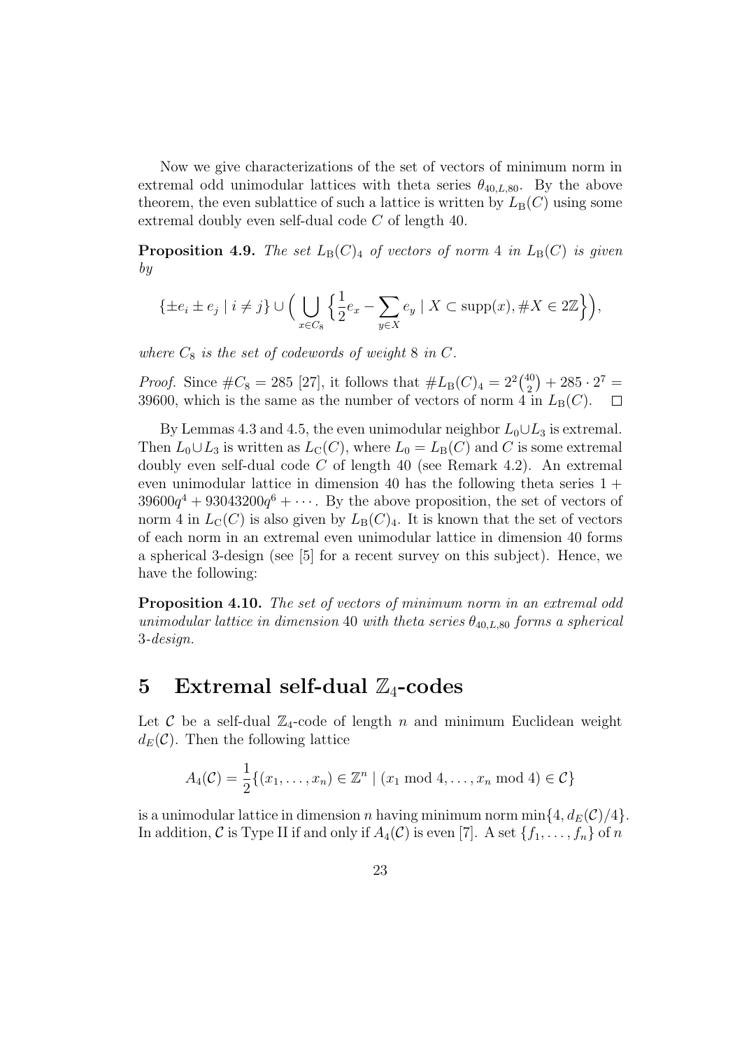Now we give characterizations of the set of vectors of minimum norm in extremal odd unimodular lattices with theta series $\theta_{40,L,80}$. By the above theorem, the even sublattice of such a lattice is written by $L_{\mathrm{B}}(C)$ using some extremal doubly even self-dual code $C$ of length 40.

**Proposition 4.9.** *The set $L_{\mathrm{B}}(C)_4$ of vectors of norm 4 in $L_{\mathrm{B}}(C)$ is given by*

$$\{\pm e_i \pm e_j \mid i \neq j\} \cup \Big( \bigcup_{x \in C_8} \Big\{ \frac{1}{2} e_x - \sum_{y \in X} e_y \mid X \subset \mathrm{supp}(x), \#X \in 2\mathbb{Z} \Big\} \Big),$$

*where $C_8$ is the set of codewords of weight 8 in $C$.*

*Proof.* Since $\#C_8 = 285$ [27], it follows that $\#L_{\mathrm{B}}(C)_4 = 2^2\binom{40}{2} + 285 \cdot 2^7 = 39600$, which is the same as the number of vectors of norm 4 in $L_{\mathrm{B}}(C)$. □

By Lemmas 4.3 and 4.5, the even unimodular neighbor $L_0 \cup L_3$ is extremal. Then $L_0 \cup L_3$ is written as $L_{\mathrm{C}}(C)$, where $L_0 = L_{\mathrm{B}}(C)$ and $C$ is some extremal doubly even self-dual code $C$ of length 40 (see Remark 4.2). An extremal even unimodular lattice in dimension 40 has the following theta series $1 + 39600q^4 + 93043200q^6 + \cdots$. By the above proposition, the set of vectors of norm 4 in $L_{\mathrm{C}}(C)$ is also given by $L_{\mathrm{B}}(C)_4$. It is known that the set of vectors of each norm in an extremal even unimodular lattice in dimension 40 forms a spherical 3-design (see [5] for a recent survey on this subject). Hence, we have the following:

**Proposition 4.10.** *The set of vectors of minimum norm in an extremal odd unimodular lattice in dimension 40 with theta series $\theta_{40,L,80}$ forms a spherical 3-design.*

# 5 Extremal self-dual $\mathbb{Z}_4$-codes

Let $\mathcal{C}$ be a self-dual $\mathbb{Z}_4$-code of length $n$ and minimum Euclidean weight $d_E(\mathcal{C})$. Then the following lattice

$$A_4(\mathcal{C}) = \frac{1}{2}\{(x_1, \ldots, x_n) \in \mathbb{Z}^n \mid (x_1 \bmod 4, \ldots, x_n \bmod 4) \in \mathcal{C}\}$$

is a unimodular lattice in dimension $n$ having minimum norm $\min\{4, d_E(\mathcal{C})/4\}$. In addition, $\mathcal{C}$ is Type II if and only if $A_4(\mathcal{C})$ is even [7]. A set $\{f_1, \ldots, f_n\}$ of $n$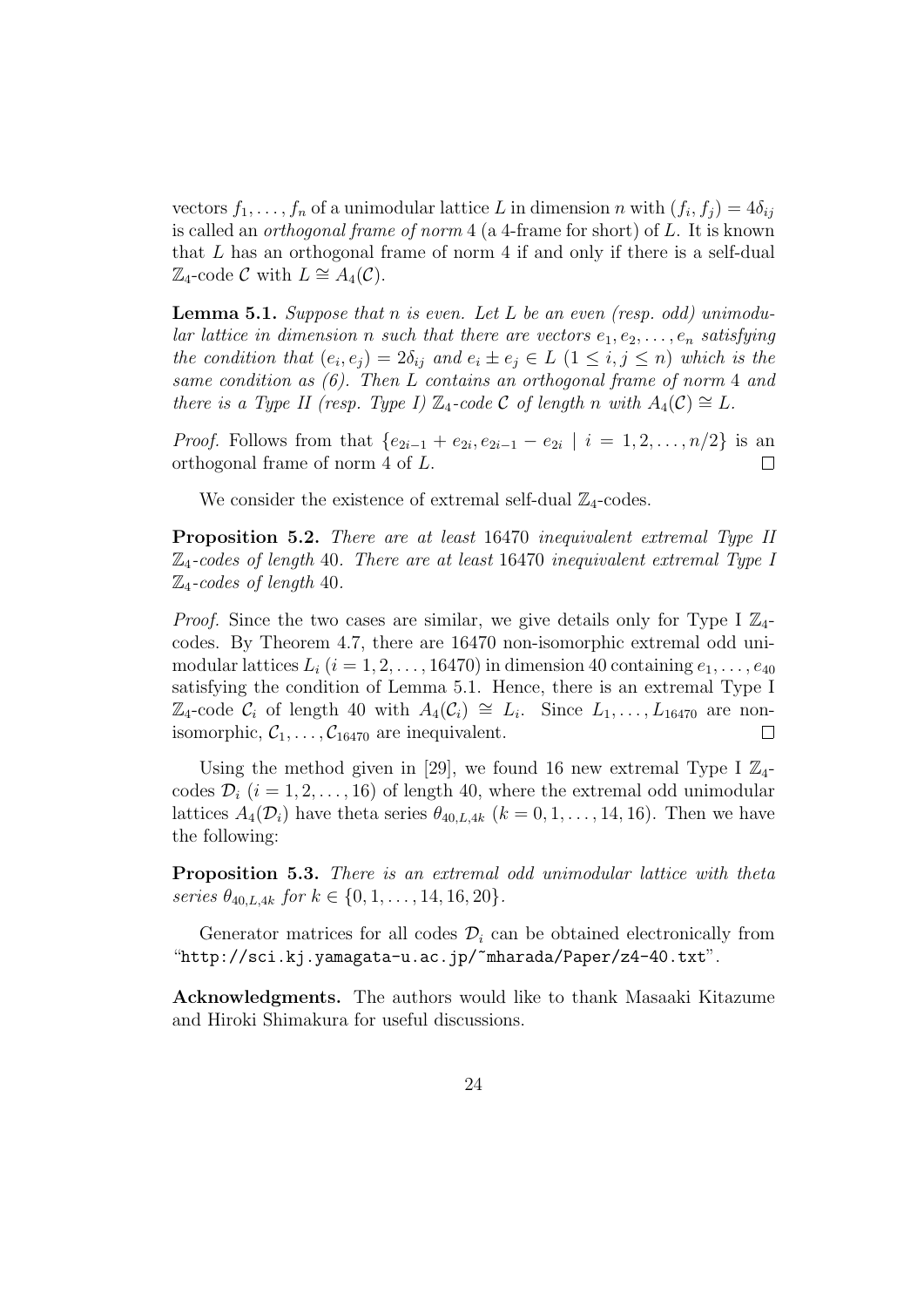vectors $f_1, \dots, f_n$ of a unimodular lattice $L$ in dimension $n$ with $(f_i, f_j) = 4\delta_{ij}$ is called an *orthogonal frame of norm* 4 (a 4-frame for short) of $L$. It is known that $L$ has an orthogonal frame of norm 4 if and only if there is a self-dual $\mathbb{Z}_4$-code $\mathcal{C}$ with $L \cong A_4(\mathcal{C})$.

**Lemma 5.1.** *Suppose that $n$ is even. Let $L$ be an even (resp. odd) unimodular lattice in dimension $n$ such that there are vectors $e_1, e_2, \dots, e_n$ satisfying the condition that $(e_i, e_j) = 2\delta_{ij}$ and $e_i \pm e_j \in L$ $(1 \le i, j \le n)$ which is the same condition as (6). Then $L$ contains an orthogonal frame of norm 4 and there is a Type II (resp. Type I) $\mathbb{Z}_4$-code $\mathcal{C}$ of length $n$ with $A_4(\mathcal{C}) \cong L$.*

*Proof.* Follows from that $\{e_{2i-1} + e_{2i}, e_{2i-1} - e_{2i} \mid i = 1, 2, \dots, n/2\}$ is an orthogonal frame of norm 4 of $L$. $\square$

We consider the existence of extremal self-dual $\mathbb{Z}_4$-codes.

**Proposition 5.2.** *There are at least 16470 inequivalent extremal Type II $\mathbb{Z}_4$-codes of length 40. There are at least 16470 inequivalent extremal Type I $\mathbb{Z}_4$-codes of length 40.*

*Proof.* Since the two cases are similar, we give details only for Type I $\mathbb{Z}_4$-codes. By Theorem 4.7, there are 16470 non-isomorphic extremal odd unimodular lattices $L_i$ $(i = 1, 2, \dots, 16470)$ in dimension 40 containing $e_1, \dots, e_{40}$ satisfying the condition of Lemma 5.1. Hence, there is an extremal Type I $\mathbb{Z}_4$-code $\mathcal{C}_i$ of length 40 with $A_4(\mathcal{C}_i) \cong L_i$. Since $L_1, \dots, L_{16470}$ are non-isomorphic, $\mathcal{C}_1, \dots, \mathcal{C}_{16470}$ are inequivalent. $\square$

Using the method given in [29], we found 16 new extremal Type I $\mathbb{Z}_4$-codes $\mathcal{D}_i$ $(i = 1, 2, \dots, 16)$ of length 40, where the extremal odd unimodular lattices $A_4(\mathcal{D}_i)$ have theta series $\theta_{40,L,4k}$ $(k = 0, 1, \dots, 14, 16)$. Then we have the following:

**Proposition 5.3.** *There is an extremal odd unimodular lattice with theta series $\theta_{40,L,4k}$ for $k \in \{0, 1, \dots, 14, 16, 20\}$.*

Generator matrices for all codes $\mathcal{D}_i$ can be obtained electronically from "`http://sci.kj.yamagata-u.ac.jp/~mharada/Paper/z4-40.txt`".

**Acknowledgments.** The authors would like to thank Masaaki Kitazume and Hiroki Shimakura for useful discussions.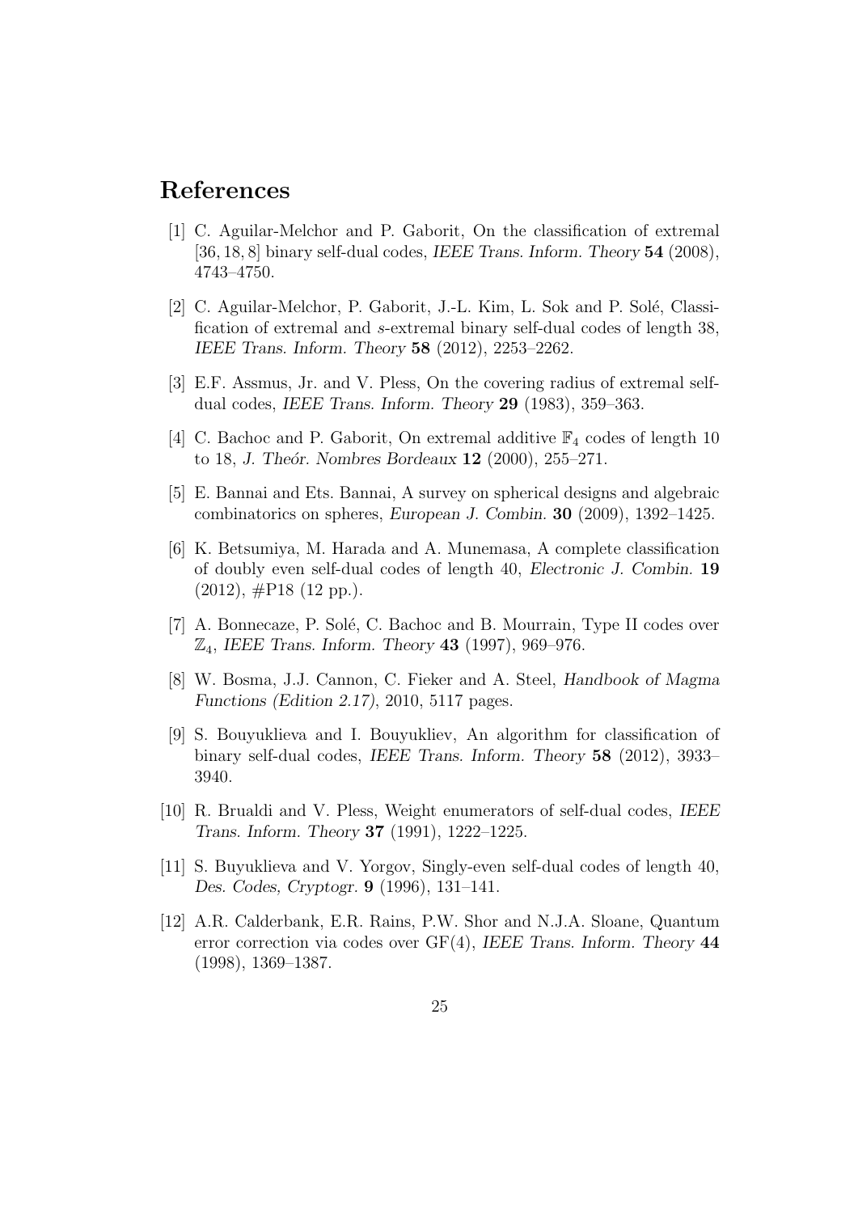## References

[1] C. Aguilar-Melchor and P. Gaborit, On the classification of extremal $[36, 18, 8]$ binary self-dual codes, *IEEE Trans. Inform. Theory* **54** (2008), 4743–4750.

[2] C. Aguilar-Melchor, P. Gaborit, J.-L. Kim, L. Sok and P. Solé, Classification of extremal and $s$-extremal binary self-dual codes of length 38, *IEEE Trans. Inform. Theory* **58** (2012), 2253–2262.

[3] E.F. Assmus, Jr. and V. Pless, On the covering radius of extremal self-dual codes, *IEEE Trans. Inform. Theory* **29** (1983), 359–363.

[4] C. Bachoc and P. Gaborit, On extremal additive $\mathbb{F}_4$ codes of length 10 to 18, *J. Theór. Nombres Bordeaux* **12** (2000), 255–271.

[5] E. Bannai and Ets. Bannai, A survey on spherical designs and algebraic combinatorics on spheres, *European J. Combin.* **30** (2009), 1392–1425.

[6] K. Betsumiya, M. Harada and A. Munemasa, A complete classification of doubly even self-dual codes of length 40, *Electronic J. Combin.* **19** (2012), #P18 (12 pp.).

[7] A. Bonnecaze, P. Solé, C. Bachoc and B. Mourrain, Type II codes over $\mathbb{Z}_4$, *IEEE Trans. Inform. Theory* **43** (1997), 969–976.

[8] W. Bosma, J.J. Cannon, C. Fieker and A. Steel, *Handbook of Magma Functions (Edition 2.17)*, 2010, 5117 pages.

[9] S. Bouyuklieva and I. Bouyukliev, An algorithm for classification of binary self-dual codes, *IEEE Trans. Inform. Theory* **58** (2012), 3933–3940.

[10] R. Brualdi and V. Pless, Weight enumerators of self-dual codes, *IEEE Trans. Inform. Theory* **37** (1991), 1222–1225.

[11] S. Buyuklieva and V. Yorgov, Singly-even self-dual codes of length 40, *Des. Codes, Cryptogr.* **9** (1996), 131–141.

[12] A.R. Calderbank, E.R. Rains, P.W. Shor and N.J.A. Sloane, Quantum error correction via codes over GF(4), *IEEE Trans. Inform. Theory* **44** (1998), 1369–1387.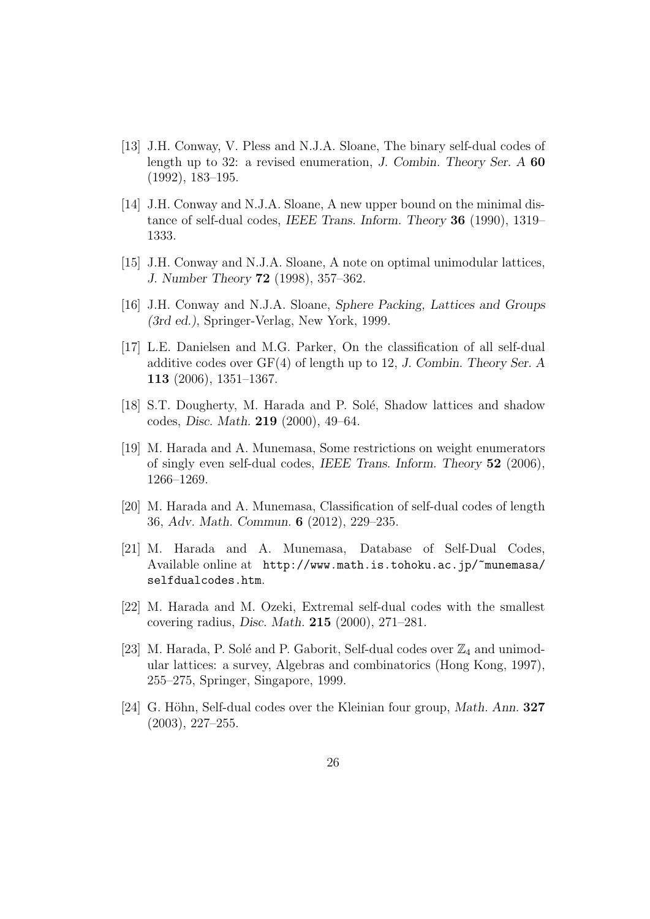[13] J.H. Conway, V. Pless and N.J.A. Sloane, The binary self-dual codes of length up to 32: a revised enumeration, *J. Combin. Theory Ser. A* **60** (1992), 183–195.

[14] J.H. Conway and N.J.A. Sloane, A new upper bound on the minimal distance of self-dual codes, *IEEE Trans. Inform. Theory* **36** (1990), 1319–1333.

[15] J.H. Conway and N.J.A. Sloane, A note on optimal unimodular lattices, *J. Number Theory* **72** (1998), 357–362.

[16] J.H. Conway and N.J.A. Sloane, *Sphere Packing, Lattices and Groups (3rd ed.)*, Springer-Verlag, New York, 1999.

[17] L.E. Danielsen and M.G. Parker, On the classification of all self-dual additive codes over GF(4) of length up to 12, *J. Combin. Theory Ser. A* **113** (2006), 1351–1367.

[18] S.T. Dougherty, M. Harada and P. Solé, Shadow lattices and shadow codes, *Disc. Math.* **219** (2000), 49–64.

[19] M. Harada and A. Munemasa, Some restrictions on weight enumerators of singly even self-dual codes, *IEEE Trans. Inform. Theory* **52** (2006), 1266–1269.

[20] M. Harada and A. Munemasa, Classification of self-dual codes of length 36, *Adv. Math. Commun.* **6** (2012), 229–235.

[21] M. Harada and A. Munemasa, Database of Self-Dual Codes, Available online at `http://www.math.is.tohoku.ac.jp/~munemasa/selfdualcodes.htm`.

[22] M. Harada and M. Ozeki, Extremal self-dual codes with the smallest covering radius, *Disc. Math.* **215** (2000), 271–281.

[23] M. Harada, P. Solé and P. Gaborit, Self-dual codes over $\mathbb{Z}_4$ and unimodular lattices: a survey, Algebras and combinatorics (Hong Kong, 1997), 255–275, Springer, Singapore, 1999.

[24] G. Höhn, Self-dual codes over the Kleinian four group, *Math. Ann.* **327** (2003), 227–255.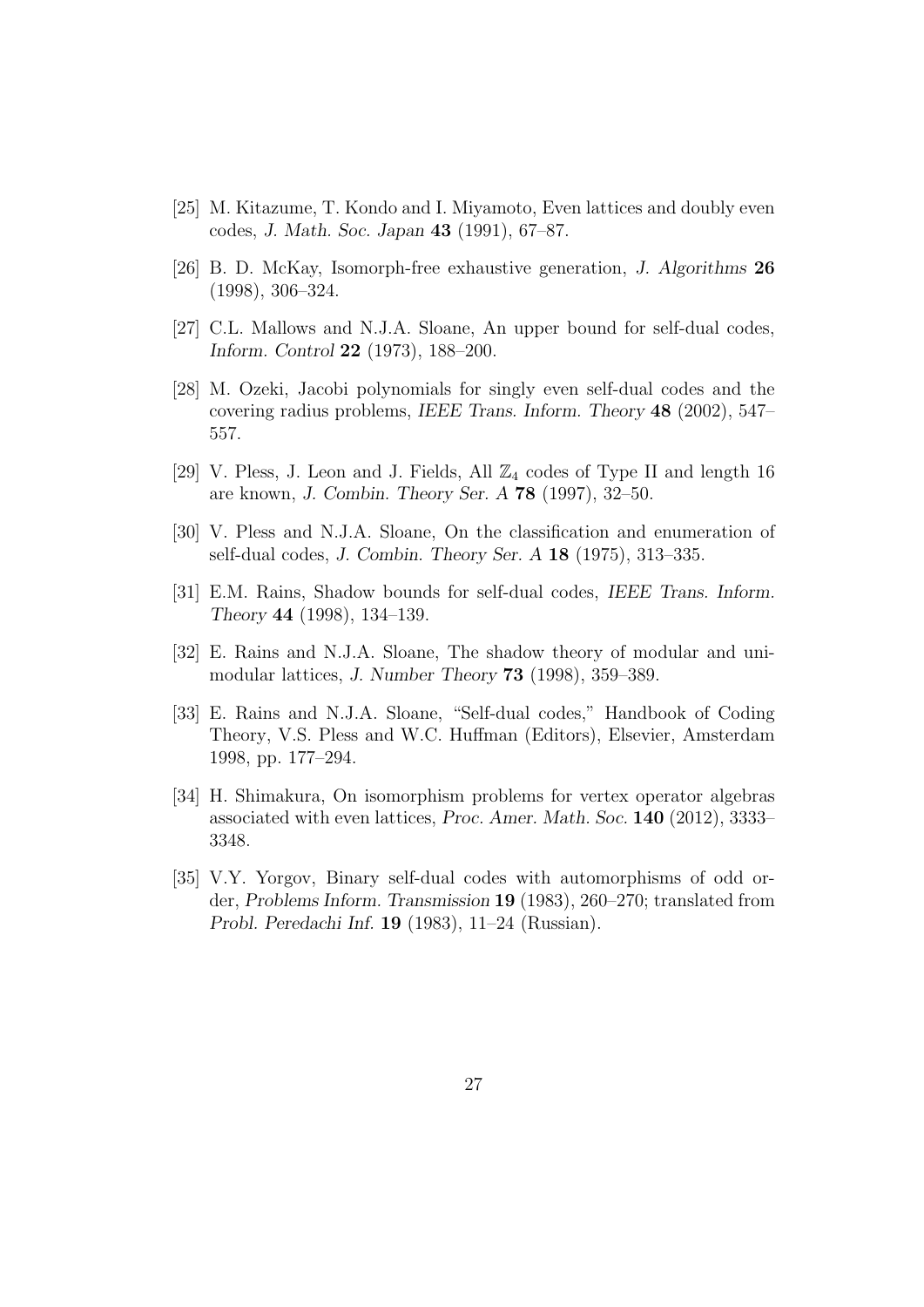[25] M. Kitazume, T. Kondo and I. Miyamoto, Even lattices and doubly even codes, *J. Math. Soc. Japan* **43** (1991), 67–87.

[26] B. D. McKay, Isomorph-free exhaustive generation, *J. Algorithms* **26** (1998), 306–324.

[27] C.L. Mallows and N.J.A. Sloane, An upper bound for self-dual codes, *Inform. Control* **22** (1973), 188–200.

[28] M. Ozeki, Jacobi polynomials for singly even self-dual codes and the covering radius problems, *IEEE Trans. Inform. Theory* **48** (2002), 547–557.

[29] V. Pless, J. Leon and J. Fields, All $\mathbb{Z}_4$ codes of Type II and length 16 are known, *J. Combin. Theory Ser. A* **78** (1997), 32–50.

[30] V. Pless and N.J.A. Sloane, On the classification and enumeration of self-dual codes, *J. Combin. Theory Ser. A* **18** (1975), 313–335.

[31] E.M. Rains, Shadow bounds for self-dual codes, *IEEE Trans. Inform. Theory* **44** (1998), 134–139.

[32] E. Rains and N.J.A. Sloane, The shadow theory of modular and unimodular lattices, *J. Number Theory* **73** (1998), 359–389.

[33] E. Rains and N.J.A. Sloane, "Self-dual codes," Handbook of Coding Theory, V.S. Pless and W.C. Huffman (Editors), Elsevier, Amsterdam 1998, pp. 177–294.

[34] H. Shimakura, On isomorphism problems for vertex operator algebras associated with even lattices, *Proc. Amer. Math. Soc.* **140** (2012), 3333–3348.

[35] V.Y. Yorgov, Binary self-dual codes with automorphisms of odd order, *Problems Inform. Transmission* **19** (1983), 260–270; translated from *Probl. Peredachi Inf.* **19** (1983), 11–24 (Russian).